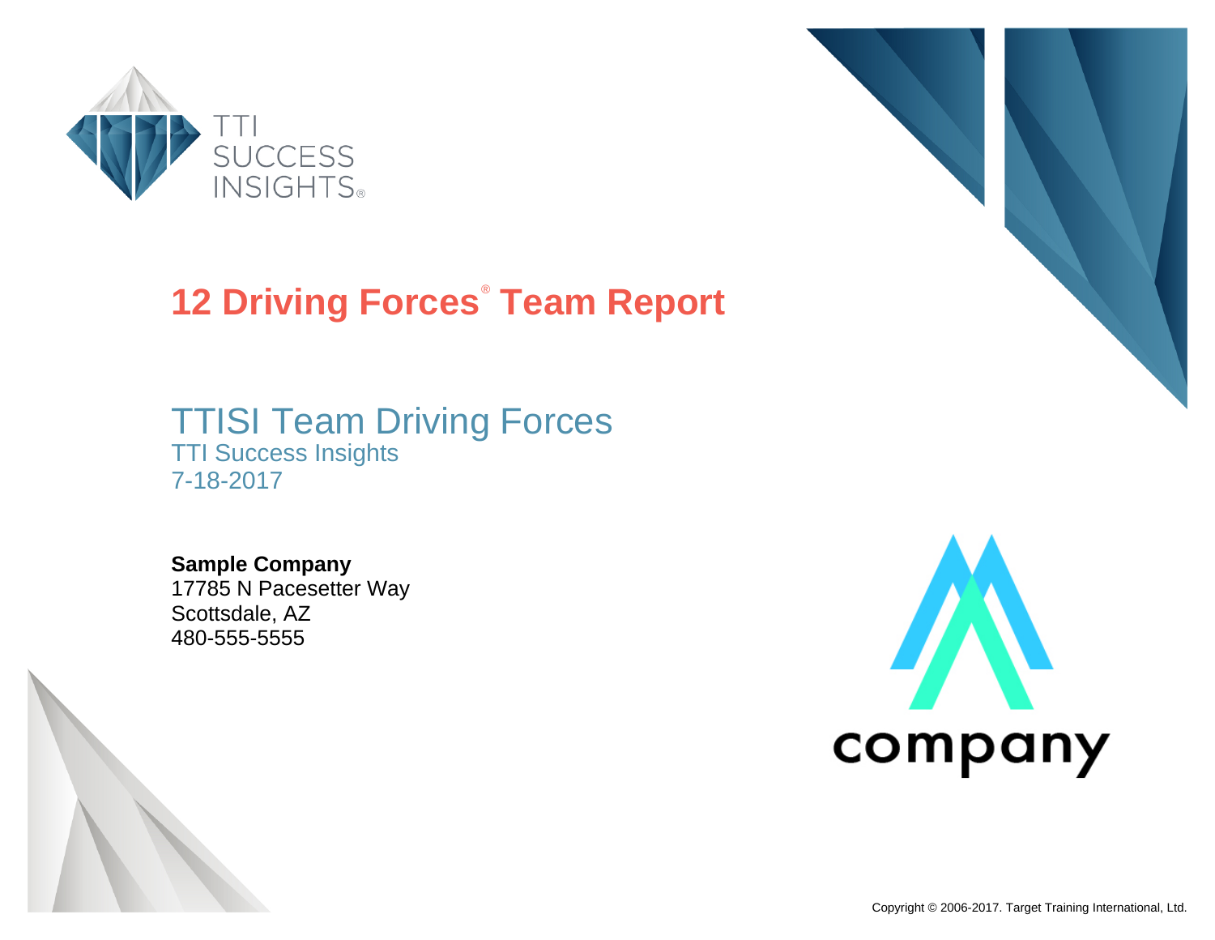# 12 Driving Forces® Team Report

## TTISI Team Driving Forces

TTI Success Insights
7-18-2017

**Sample Company**
17785 N Pacesetter Way
Scottsdale, AZ
480-555-5555

Copyright © 2006-2017. Target Training International, Ltd.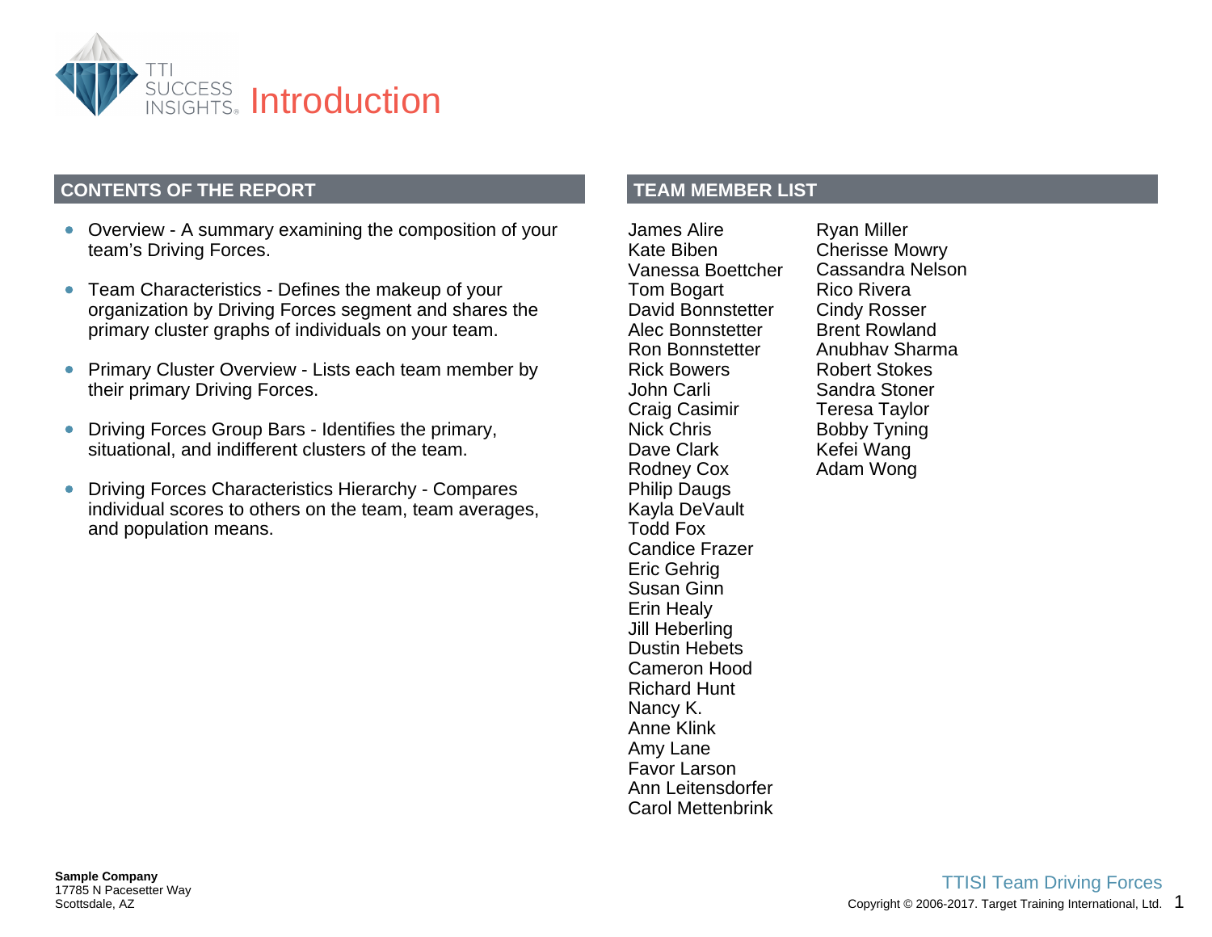# Introduction

## CONTENTS OF THE REPORT

- Overview - A summary examining the composition of your team's Driving Forces.
- Team Characteristics - Defines the makeup of your organization by Driving Forces segment and shares the primary cluster graphs of individuals on your team.
- Primary Cluster Overview - Lists each team member by their primary Driving Forces.
- Driving Forces Group Bars - Identifies the primary, situational, and indifferent clusters of the team.
- Driving Forces Characteristics Hierarchy - Compares individual scores to others on the team, team averages, and population means.

## TEAM MEMBER LIST

James Alire
Kate Biben
Vanessa Boettcher
Tom Bogart
David Bonnstetter
Alec Bonnstetter
Ron Bonnstetter
Rick Bowers
John Carli
Craig Casimir
Nick Chris
Dave Clark
Rodney Cox
Philip Daugs
Kayla DeVault
Todd Fox
Candice Frazer
Eric Gehrig
Susan Ginn
Erin Healy
Jill Heberling
Dustin Hebets
Cameron Hood
Richard Hunt
Nancy K.
Anne Klink
Amy Lane
Favor Larson
Ann Leitensdorfer
Carol Mettenbrink
Ryan Miller
Cherisse Mowry
Cassandra Nelson
Rico Rivera
Cindy Rosser
Brent Rowland
Anubhav Sharma
Robert Stokes
Sandra Stoner
Teresa Taylor
Bobby Tyning
Kefei Wang
Adam Wong

**Sample Company**
17785 N Pacesetter Way
Scottsdale, AZ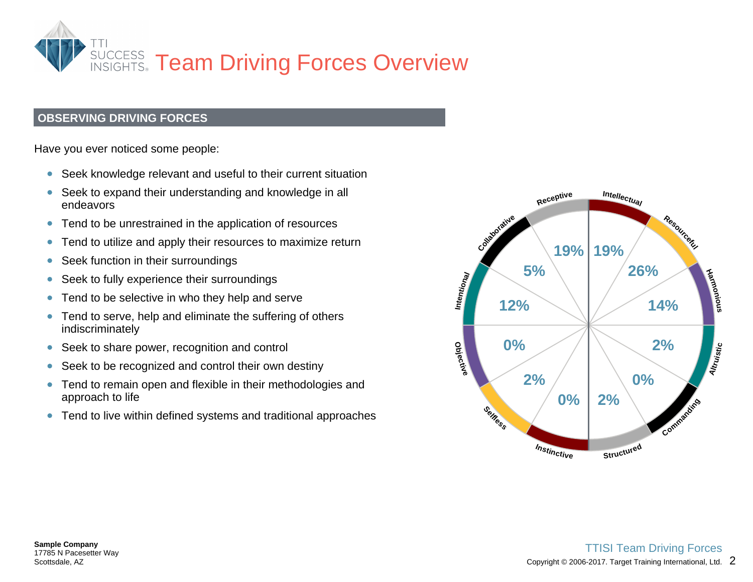# Team Driving Forces Overview

## OBSERVING DRIVING FORCES

Have you ever noticed some people:

- Seek knowledge relevant and useful to their current situation
- Seek to expand their understanding and knowledge in all endeavors
- Tend to be unrestrained in the application of resources
- Tend to utilize and apply their resources to maximize return
- Seek function in their surroundings
- Seek to fully experience their surroundings
- Tend to be selective in who they help and serve
- Tend to serve, help and eliminate the suffering of others indiscriminately
- Seek to share power, recognition and control
- Seek to be recognized and control their own destiny
- Tend to remain open and flexible in their methodologies and approach to life
- Tend to live within defined systems and traditional approaches

| Driving Force | % |
|---|---|
| Intellectual | 19% |
| Resourceful | 26% |
| Harmonious | 14% |
| Altruistic | 2% |
| Commanding | 0% |
| Structured | 2% |
| Instinctive | 0% |
| Selfless | 2% |
| Objective | 0% |
| Intentional | 12% |
| Collaborative | 5% |
| Receptive | 19% |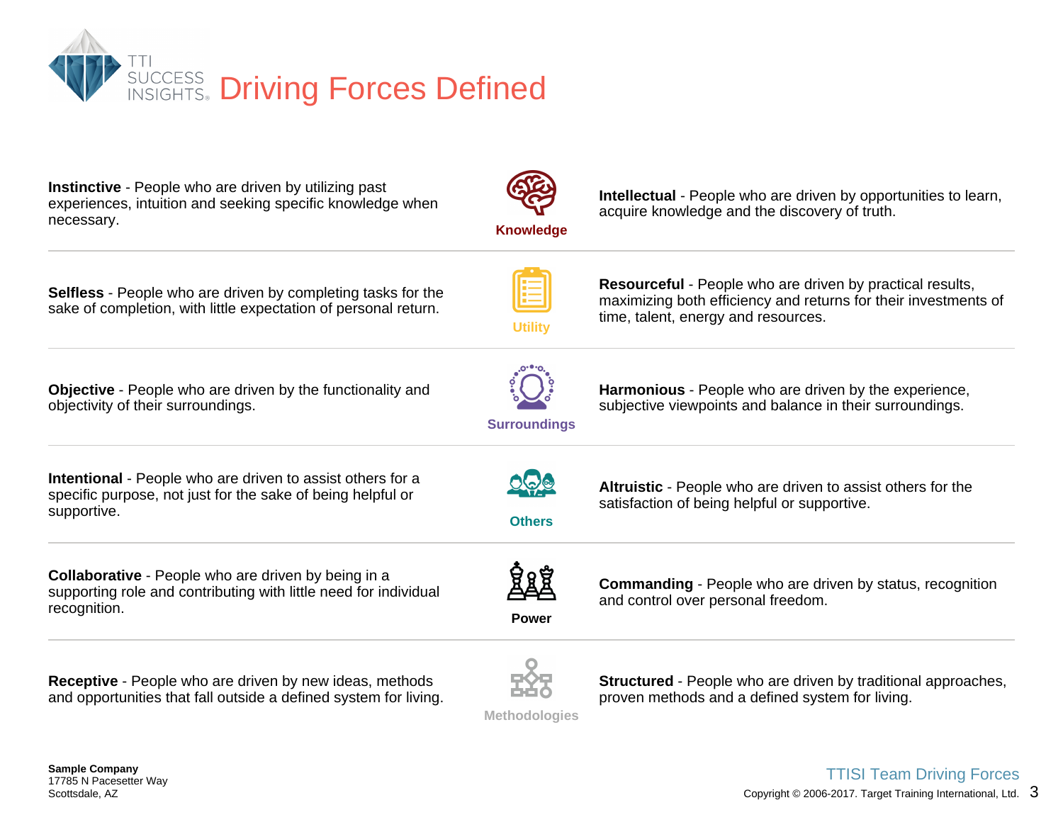# Driving Forces Defined

| | | |
|---|---|---|
| **Instinctive** - People who are driven by utilizing past experiences, intuition and seeking specific knowledge when necessary. | **Knowledge** | **Intellectual** - People who are driven by opportunities to learn, acquire knowledge and the discovery of truth. |
| **Selfless** - People who are driven by completing tasks for the sake of completion, with little expectation of personal return. | **Utility** | **Resourceful** - People who are driven by practical results, maximizing both efficiency and returns for their investments of time, talent, energy and resources. |
| **Objective** - People who are driven by the functionality and objectivity of their surroundings. | **Surroundings** | **Harmonious** - People who are driven by the experience, subjective viewpoints and balance in their surroundings. |
| **Intentional** - People who are driven to assist others for a specific purpose, not just for the sake of being helpful or supportive. | **Others** | **Altruistic** - People who are driven to assist others for the satisfaction of being helpful or supportive. |
| **Collaborative** - People who are driven by being in a supporting role and contributing with little need for individual recognition. | **Power** | **Commanding** - People who are driven by status, recognition and control over personal freedom. |
| **Receptive** - People who are driven by new ideas, methods and opportunities that fall outside a defined system for living. | **Methodologies** | **Structured** - People who are driven by traditional approaches, proven methods and a defined system for living. |

**Sample Company**
17785 N Pacesetter Way
Scottsdale, AZ

TTISI Team Driving Forces
Copyright © 2006-2017. Target Training International, Ltd.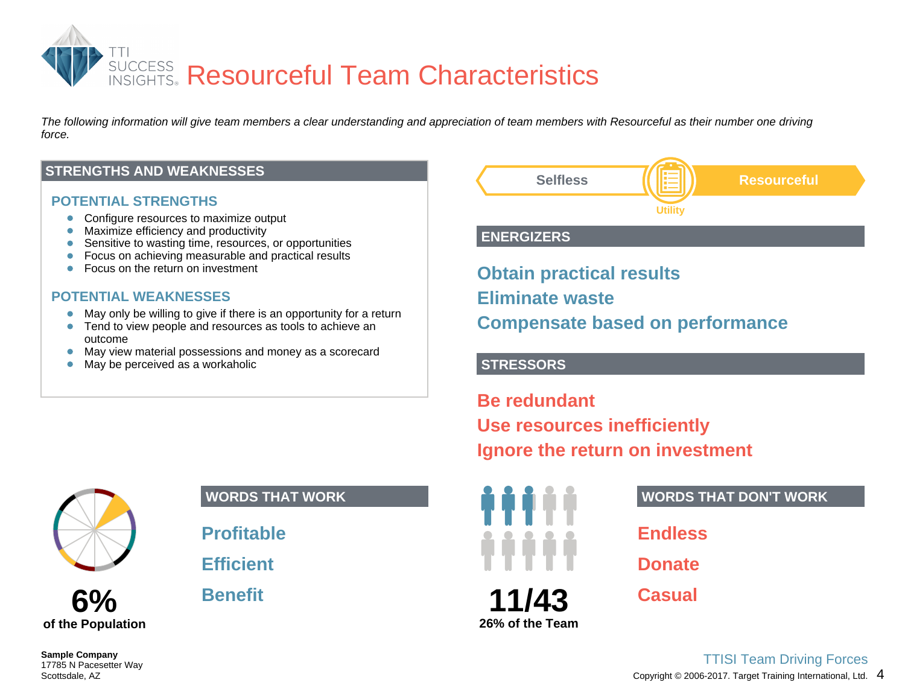# Resourceful Team Characteristics

*The following information will give team members a clear understanding and appreciation of team members with Resourceful as their number one driving force.*

## STRENGTHS AND WEAKNESSES

### POTENTIAL STRENGTHS

- Configure resources to maximize output
- Maximize efficiency and productivity
- Sensitive to wasting time, resources, or opportunities
- Focus on achieving measurable and practical results
- Focus on the return on investment

### POTENTIAL WEAKNESSES

- May only be willing to give if there is an opportunity for a return
- Tend to view people and resources as tools to achieve an outcome
- May view material possessions and money as a scorecard
- May be perceived as a workaholic

Selfless | Utility | **Resourceful**

## ENERGIZERS

**Obtain practical results**
**Eliminate waste**
**Compensate based on performance**

## STRESSORS

**Be redundant**
**Use resources inefficiently**
**Ignore the return on investment**

**6%**
**of the Population**

## WORDS THAT WORK

**Profitable**
**Efficient**
**Benefit**

**11/43**
**26% of the Team**

## WORDS THAT DON'T WORK

**Endless**
**Donate**
**Casual**

**Sample Company**
17785 N Pacesetter Way
Scottsdale, AZ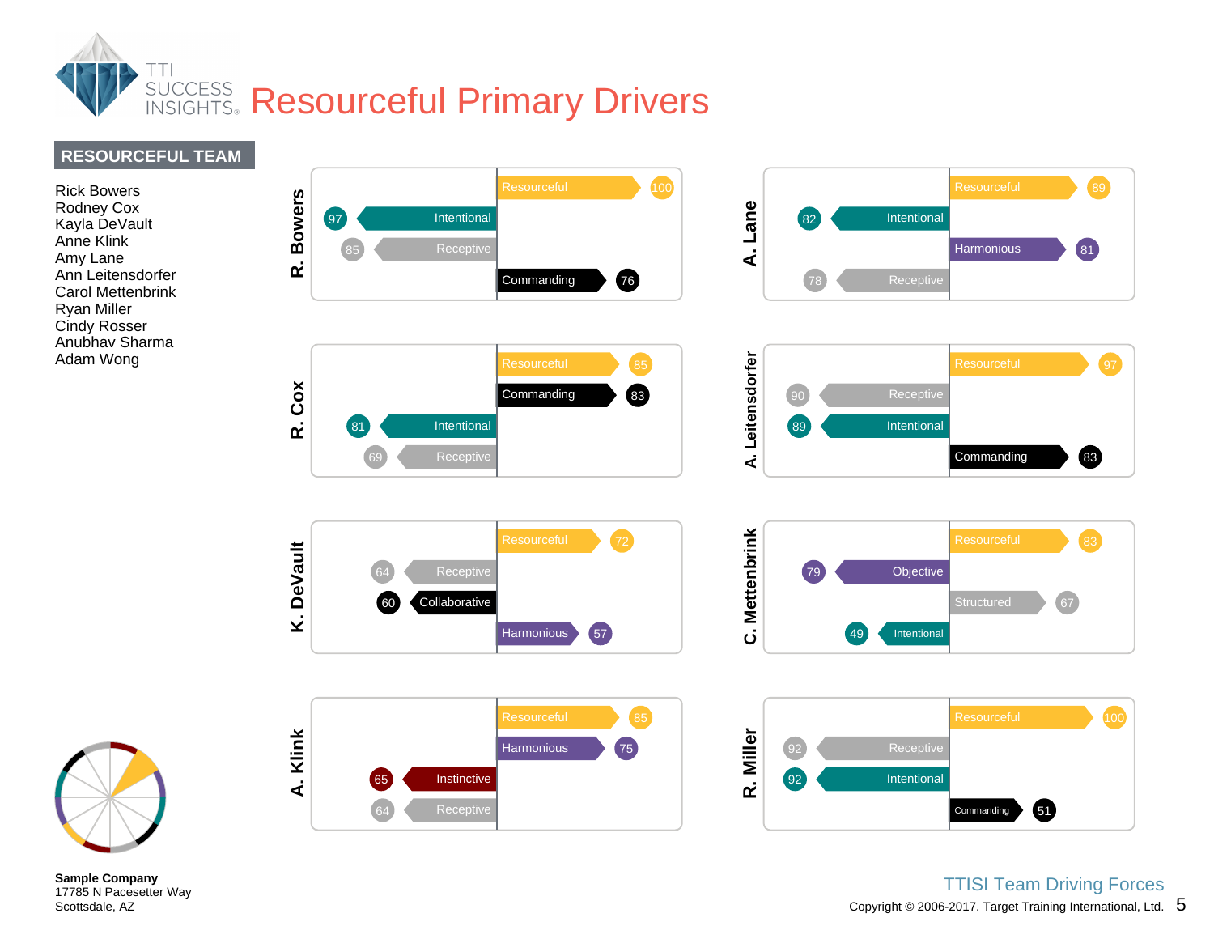# Resourceful Primary Drivers

## RESOURCEFUL TEAM

Rick Bowers
Rodney Cox
Kayla DeVault
Anne Klink
Amy Lane
Ann Leitensdorfer
Carol Mettenbrink
Ryan Miller
Cindy Rosser
Anubhav Sharma
Adam Wong

**R. Bowers**

| Driver | Score |
|---|---|
| Resourceful | 100 |
| Intentional | 97 |
| Receptive | 85 |
| Commanding | 76 |

**A. Lane**

| Driver | Score |
|---|---|
| Resourceful | 89 |
| Intentional | 82 |
| Harmonious | 81 |
| Receptive | 78 |

**R. Cox**

| Driver | Score |
|---|---|
| Resourceful | 85 |
| Commanding | 83 |
| Intentional | 81 |
| Receptive | 69 |

**A. Leitensdorfer**

| Driver | Score |
|---|---|
| Resourceful | 97 |
| Receptive | 90 |
| Intentional | 89 |
| Commanding | 83 |

**K. DeVault**

| Driver | Score |
|---|---|
| Resourceful | 72 |
| Receptive | 64 |
| Collaborative | 60 |
| Harmonious | 57 |

**C. Mettenbrink**

| Driver | Score |
|---|---|
| Resourceful | 83 |
| Objective | 79 |
| Structured | 67 |
| Intentional | 49 |

**A. Klink**

| Driver | Score |
|---|---|
| Resourceful | 85 |
| Harmonious | 75 |
| Instinctive | 65 |
| Receptive | 64 |

**R. Miller**

| Driver | Score |
|---|---|
| Resourceful | 100 |
| Receptive | 92 |
| Intentional | 92 |
| Commanding | 51 |

**Sample Company**
17785 N Pacesetter Way
Scottsdale, AZ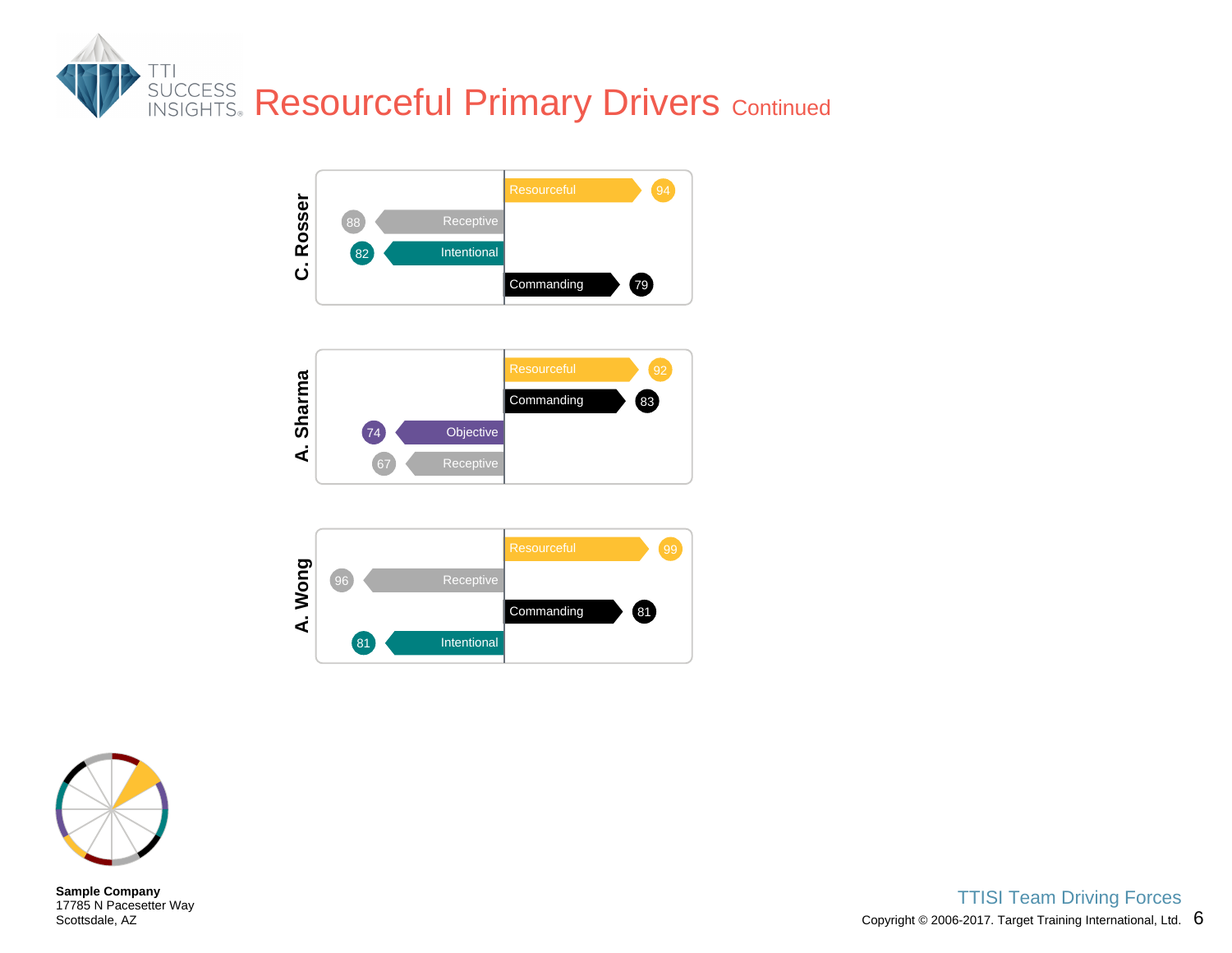# Resourceful Primary Drivers Continued

**C. Rosser**

| Driver | Score |
|---|---|
| Resourceful | 94 |
| Receptive | 88 |
| Intentional | 82 |
| Commanding | 79 |

**A. Sharma**

| Driver | Score |
|---|---|
| Resourceful | 92 |
| Commanding | 83 |
| Objective | 74 |
| Receptive | 67 |

**A. Wong**

| Driver | Score |
|---|---|
| Resourceful | 99 |
| Receptive | 96 |
| Commanding | 81 |
| Intentional | 81 |

**Sample Company**
17785 N Pacesetter Way
Scottsdale, AZ

TTISI Team Driving Forces

Copyright © 2006-2017. Target Training International, Ltd.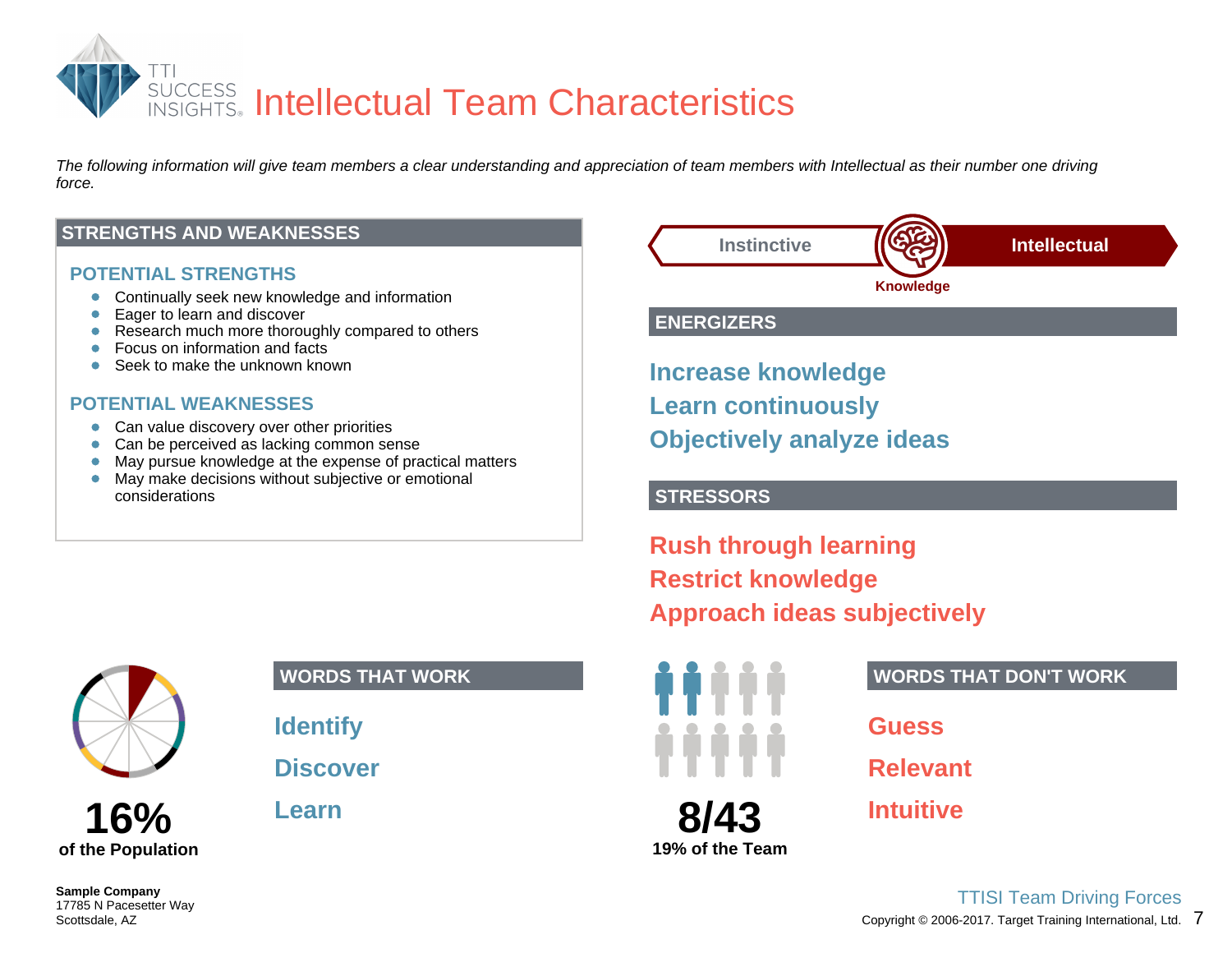# Intellectual Team Characteristics

*The following information will give team members a clear understanding and appreciation of team members with Intellectual as their number one driving force.*

## STRENGTHS AND WEAKNESSES

### POTENTIAL STRENGTHS

- Continually seek new knowledge and information
- Eager to learn and discover
- Research much more thoroughly compared to others
- Focus on information and facts
- Seek to make the unknown known

### POTENTIAL WEAKNESSES

- Can value discovery over other priorities
- Can be perceived as lacking common sense
- May pursue knowledge at the expense of practical matters
- May make decisions without subjective or emotional considerations

Instinctive | Knowledge | **Intellectual**

## ENERGIZERS

**Increase knowledge**

**Learn continuously**

**Objectively analyze ideas**

## STRESSORS

**Rush through learning**

**Restrict knowledge**

**Approach ideas subjectively**

**16%**
**of the Population**

## WORDS THAT WORK

**Identify**

**Discover**

**Learn**

**8/43**
**19% of the Team**

## WORDS THAT DON'T WORK

**Guess**

**Relevant**

**Intuitive**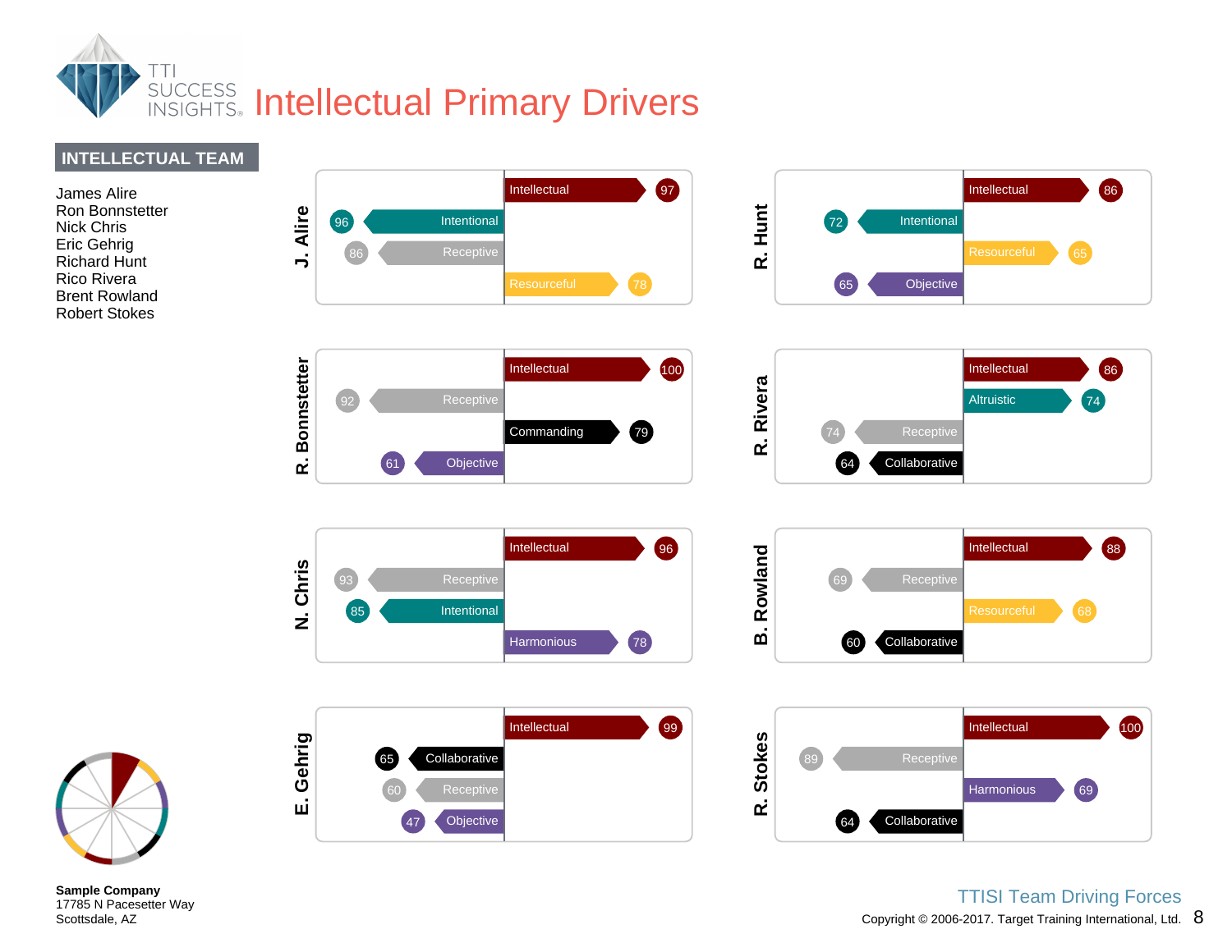# Intellectual Primary Drivers

## INTELLECTUAL TEAM

James Alire
Ron Bonnstetter
Nick Chris
Eric Gehrig
Richard Hunt
Rico Rivera
Brent Rowland
Robert Stokes

| Name | Driver | Score |
|---|---|---|
| J. Alire | Intellectual | 97 |
| | Intentional | 96 |
| | Receptive | 86 |
| | Resourceful | 78 |
| R. Hunt | Intellectual | 86 |
| | Intentional | 72 |
| | Resourceful | 65 |
| | Objective | 65 |
| R. Bonnstetter | Intellectual | 100 |
| | Receptive | 92 |
| | Commanding | 79 |
| | Objective | 61 |
| R. Rivera | Intellectual | 86 |
| | Altruistic | 74 |
| | Receptive | 74 |
| | Collaborative | 64 |
| N. Chris | Intellectual | 96 |
| | Receptive | 93 |
| | Intentional | 85 |
| | Harmonious | 78 |
| B. Rowland | Intellectual | 88 |
| | Receptive | 69 |
| | Resourceful | 68 |
| | Collaborative | 60 |
| E. Gehrig | Intellectual | 99 |
| | Collaborative | 65 |
| | Receptive | 60 |
| | Objective | 47 |
| R. Stokes | Intellectual | 100 |
| | Receptive | 89 |
| | Harmonious | 69 |
| | Collaborative | 64 |

**Sample Company**
17785 N Pacesetter Way
Scottsdale, AZ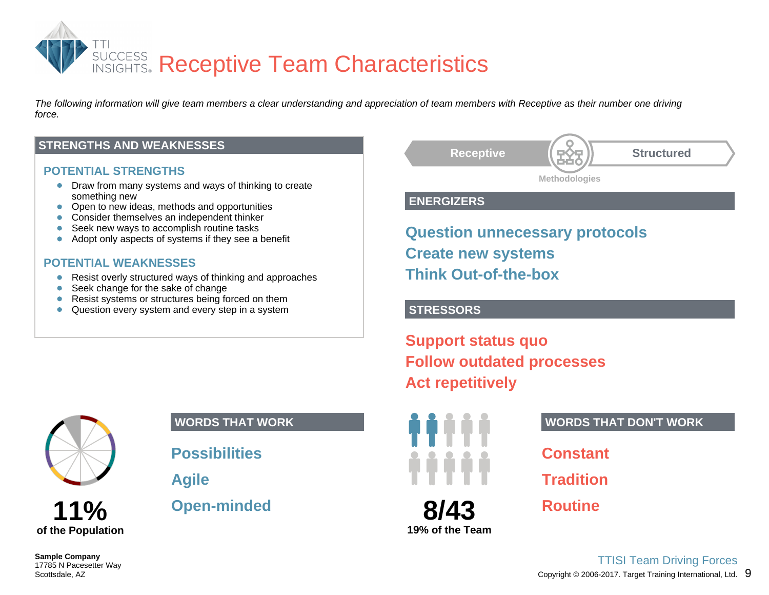# Receptive Team Characteristics

*The following information will give team members a clear understanding and appreciation of team members with Receptive as their number one driving force.*

## STRENGTHS AND WEAKNESSES

### POTENTIAL STRENGTHS

- Draw from many systems and ways of thinking to create something new
- Open to new ideas, methods and opportunities
- Consider themselves an independent thinker
- Seek new ways to accomplish routine tasks
- Adopt only aspects of systems if they see a benefit

### POTENTIAL WEAKNESSES

- Resist overly structured ways of thinking and approaches
- Seek change for the sake of change
- Resist systems or structures being forced on them
- Question every system and every step in a system

Receptive — Structured

Methodologies

## ENERGIZERS

**Question unnecessary protocols**
**Create new systems**
**Think Out-of-the-box**

## STRESSORS

**Support status quo**
**Follow outdated processes**
**Act repetitively**

**11%**
**of the Population**

## WORDS THAT WORK

**Possibilities**
**Agile**
**Open-minded**

**8/43**
**19% of the Team**

## WORDS THAT DON'T WORK

**Constant**
**Tradition**
**Routine**

**Sample Company**
17785 N Pacesetter Way
Scottsdale, AZ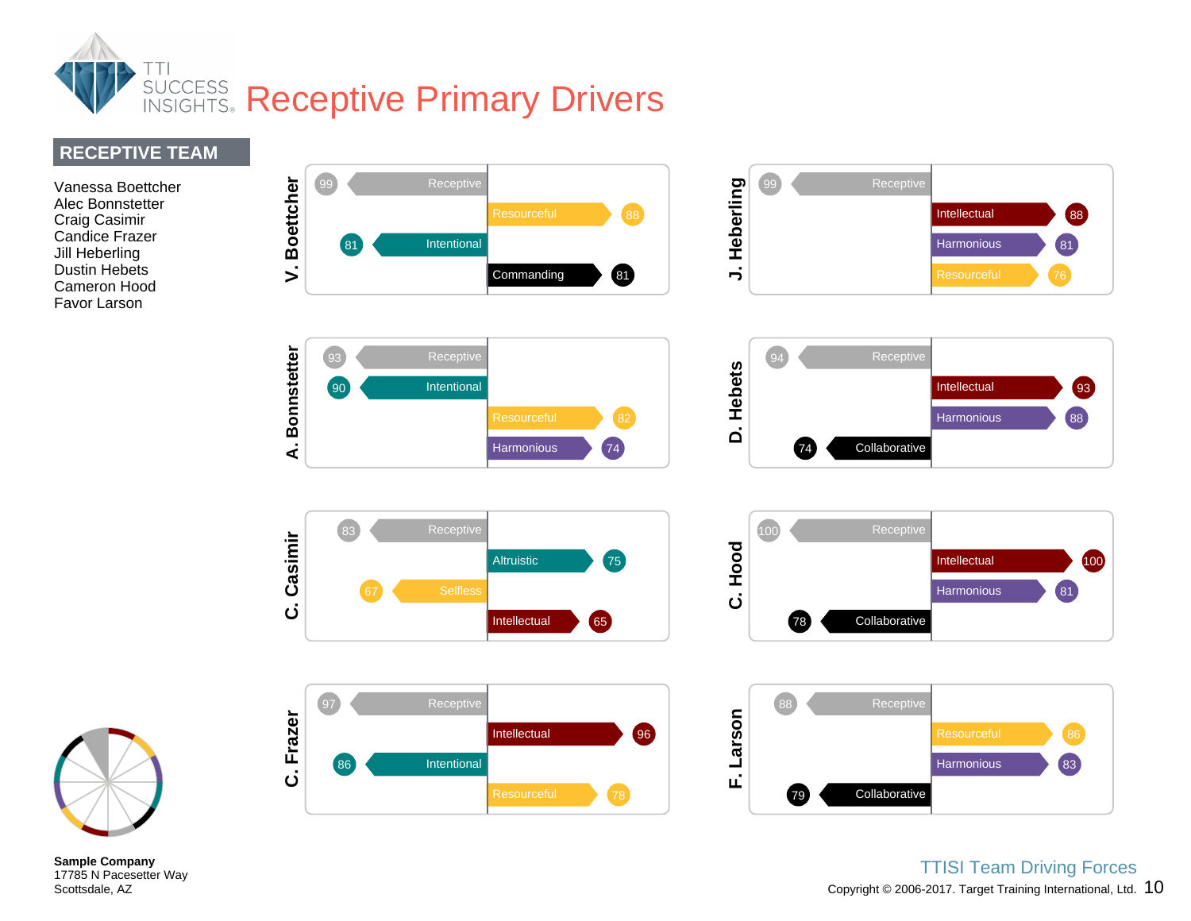# Receptive Primary Drivers

## RECEPTIVE TEAM

Vanessa Boettcher
Alec Bonnstetter
Craig Casimir
Candice Frazer
Jill Heberling
Dustin Hebets
Cameron Hood
Favor Larson

| Team Member | Driver 1 | Driver 2 | Driver 3 | Driver 4 |
| --- | --- | --- | --- | --- |
| V. Boettcher | Receptive 99 | Resourceful 88 | Intentional 81 | Commanding 81 |
| A. Bonnstetter | Receptive 93 | Intentional 90 | Resourceful 82 | Harmonious 74 |
| C. Casimir | Receptive 83 | Altruistic 75 | Selfless 67 | Intellectual 65 |
| C. Frazer | Receptive 97 | Intellectual 96 | Intentional 86 | Resourceful 78 |
| J. Heberling | Receptive 99 | Intellectual 88 | Harmonious 81 | Resourceful 76 |
| D. Hebets | Receptive 94 | Intellectual 93 | Harmonious 88 | Collaborative 74 |
| C. Hood | Receptive 100 | Intellectual 100 | Harmonious 81 | Collaborative 78 |
| F. Larson | Receptive 88 | Resourceful 86 | Harmonious 83 | Collaborative 79 |

**Sample Company**
17785 N Pacesetter Way
Scottsdale, AZ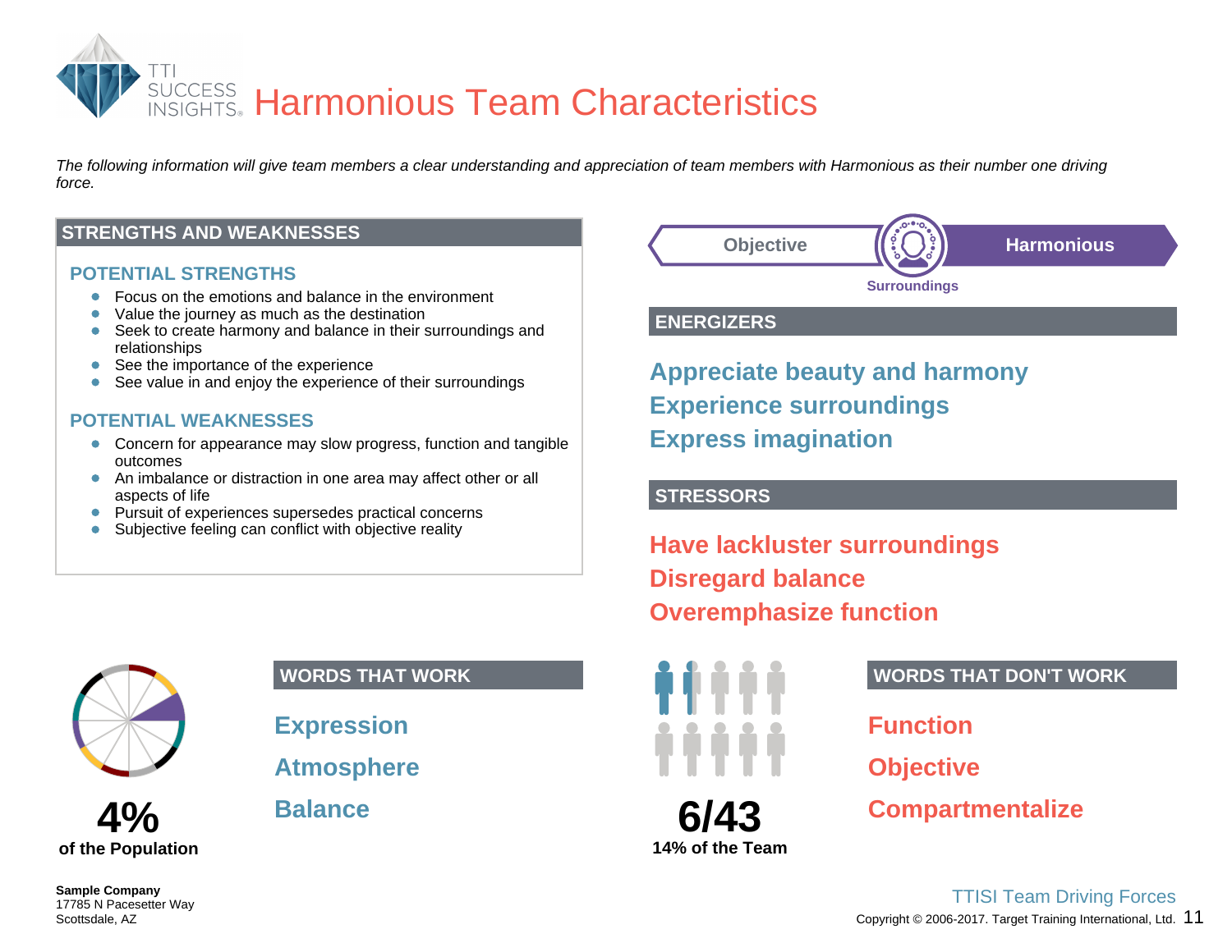# Harmonious Team Characteristics

*The following information will give team members a clear understanding and appreciation of team members with Harmonious as their number one driving force.*

## STRENGTHS AND WEAKNESSES

### POTENTIAL STRENGTHS

- Focus on the emotions and balance in the environment
- Value the journey as much as the destination
- Seek to create harmony and balance in their surroundings and relationships
- See the importance of the experience
- See value in and enjoy the experience of their surroundings

### POTENTIAL WEAKNESSES

- Concern for appearance may slow progress, function and tangible outcomes
- An imbalance or distraction in one area may affect other or all aspects of life
- Pursuit of experiences supersedes practical concerns
- Subjective feeling can conflict with objective reality

Objective | Harmonious

Surroundings

## ENERGIZERS

**Appreciate beauty and harmony**
**Experience surroundings**
**Express imagination**

## STRESSORS

**Have lackluster surroundings**
**Disregard balance**
**Overemphasize function**

**4%**
**of the Population**

## WORDS THAT WORK

**Expression**
**Atmosphere**
**Balance**

**6/43**
**14% of the Team**

## WORDS THAT DON'T WORK

**Function**
**Objective**
**Compartmentalize**

**Sample Company**
17785 N Pacesetter Way
Scottsdale, AZ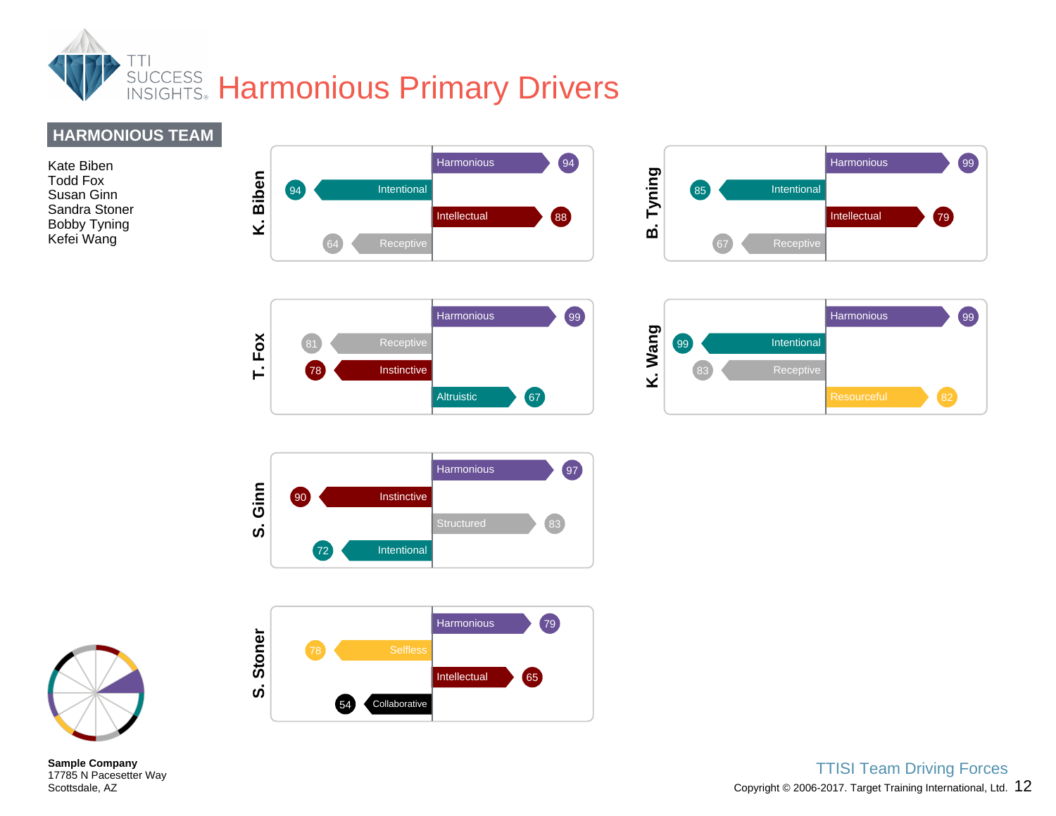# Harmonious Primary Drivers

## HARMONIOUS TEAM

Kate Biben
Todd Fox
Susan Ginn
Sandra Stoner
Bobby Tyning
Kefei Wang

### K. Biben

- Harmonious 94
- Intentional 94
- Intellectual 88
- Receptive 64

### B. Tyning

- Harmonious 99
- Intentional 85
- Intellectual 79
- Receptive 67

### T. Fox

- Harmonious 99
- Receptive 81
- Instinctive 78
- Altruistic 67

### K. Wang

- Harmonious 99
- Intentional 99
- Receptive 83
- Resourceful 82

### S. Ginn

- Harmonious 97
- Instinctive 90
- Structured 83
- Intentional 72

### S. Stoner

- Harmonious 79
- Selfless 78
- Intellectual 65
- Collaborative 54

**Sample Company**
17785 N Pacesetter Way
Scottsdale, AZ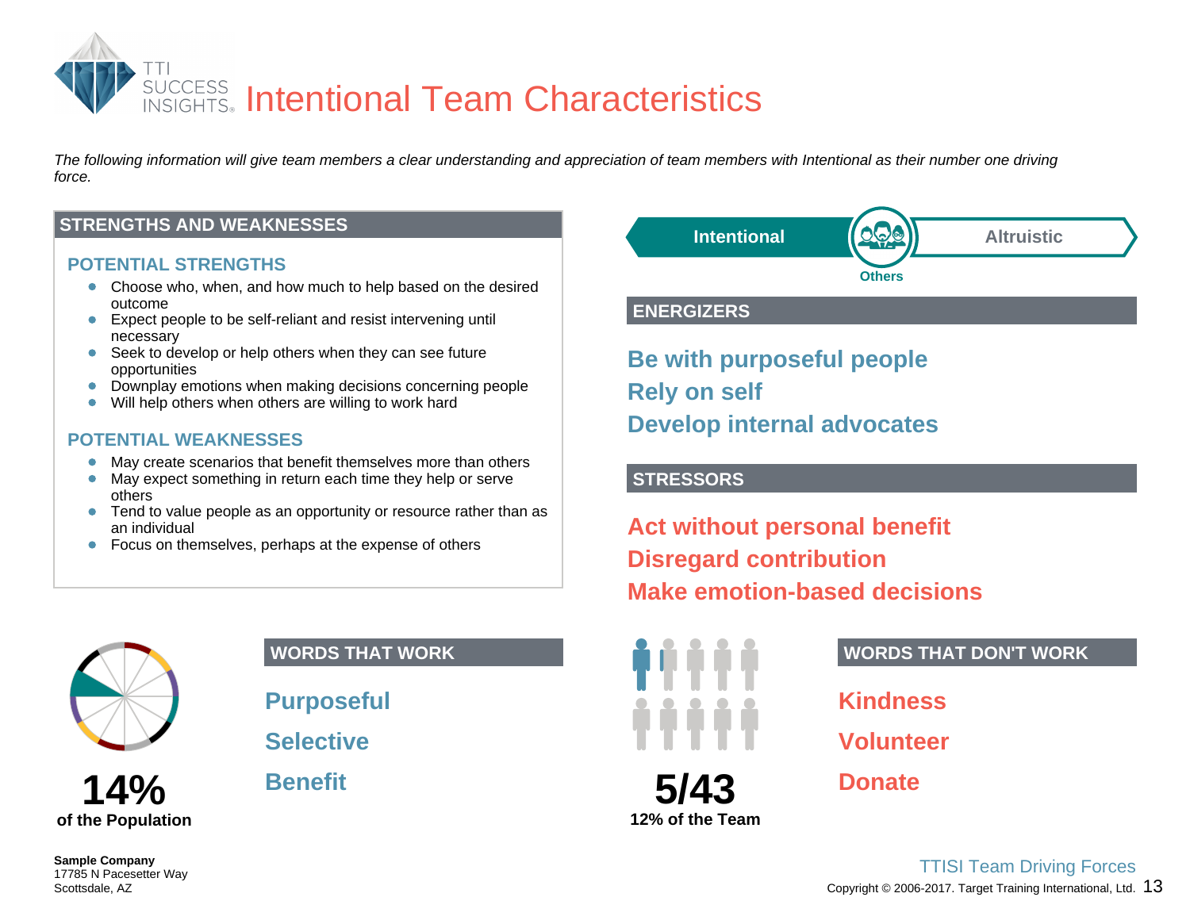# Intentional Team Characteristics

*The following information will give team members a clear understanding and appreciation of team members with Intentional as their number one driving force.*

## STRENGTHS AND WEAKNESSES

### POTENTIAL STRENGTHS

- Choose who, when, and how much to help based on the desired outcome
- Expect people to be self-reliant and resist intervening until necessary
- Seek to develop or help others when they can see future opportunities
- Downplay emotions when making decisions concerning people
- Will help others when others are willing to work hard

### POTENTIAL WEAKNESSES

- May create scenarios that benefit themselves more than others
- May expect something in return each time they help or serve others
- Tend to value people as an opportunity or resource rather than as an individual
- Focus on themselves, perhaps at the expense of others

**Intentional** — **Others** — **Altruistic**

## ENERGIZERS

**Be with purposeful people**
**Rely on self**
**Develop internal advocates**

## STRESSORS

**Act without personal benefit**
**Disregard contribution**
**Make emotion-based decisions**

**14%**
**of the Population**

## WORDS THAT WORK

**Purposeful**

**Selective**

**Benefit**

**5/43**
**12% of the Team**

## WORDS THAT DON'T WORK

**Kindness**

**Volunteer**

**Donate**

**Sample Company**
17785 N Pacesetter Way
Scottsdale, AZ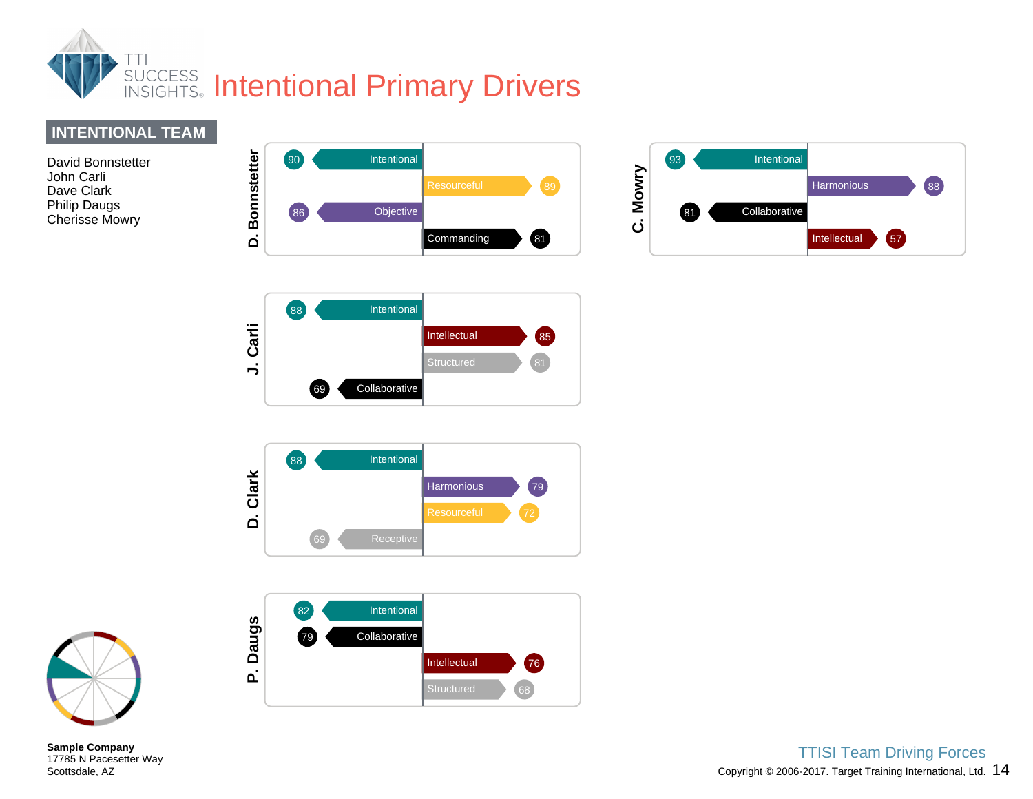# Intentional Primary Drivers

## INTENTIONAL TEAM

David Bonnstetter
John Carli
Dave Clark
Philip Daugs
Cherisse Mowry

**D. Bonnstetter**

| Driver | Score |
| --- | --- |
| Intentional | 90 |
| Resourceful | 89 |
| Objective | 86 |
| Commanding | 81 |

**C. Mowry**

| Driver | Score |
| --- | --- |
| Intentional | 93 |
| Harmonious | 88 |
| Collaborative | 81 |
| Intellectual | 57 |

**J. Carli**

| Driver | Score |
| --- | --- |
| Intentional | 88 |
| Intellectual | 85 |
| Structured | 81 |
| Collaborative | 69 |

**D. Clark**

| Driver | Score |
| --- | --- |
| Intentional | 88 |
| Harmonious | 79 |
| Resourceful | 72 |
| Receptive | 69 |

**P. Daugs**

| Driver | Score |
| --- | --- |
| Intentional | 82 |
| Collaborative | 79 |
| Intellectual | 76 |
| Structured | 68 |

**Sample Company**
17785 N Pacesetter Way
Scottsdale, AZ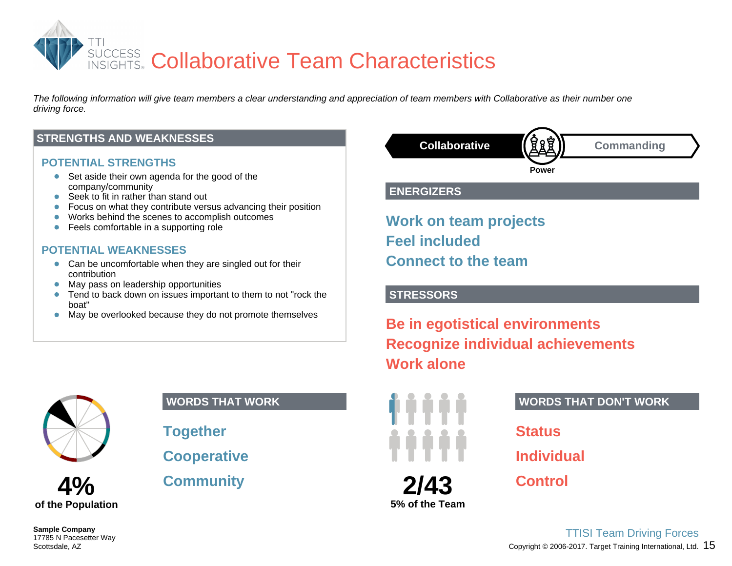# Collaborative Team Characteristics

*The following information will give team members a clear understanding and appreciation of team members with Collaborative as their number one driving force.*

## STRENGTHS AND WEAKNESSES

### POTENTIAL STRENGTHS

- Set aside their own agenda for the good of the company/community
- Seek to fit in rather than stand out
- Focus on what they contribute versus advancing their position
- Works behind the scenes to accomplish outcomes
- Feels comfortable in a supporting role

### POTENTIAL WEAKNESSES

- Can be uncomfortable when they are singled out for their contribution
- May pass on leadership opportunities
- Tend to back down on issues important to them to not "rock the boat"
- May be overlooked because they do not promote themselves

**Collaborative** — Power — **Commanding**

## ENERGIZERS

**Work on team projects**
**Feel included**
**Connect to the team**

## STRESSORS

**Be in egotistical environments**
**Recognize individual achievements**
**Work alone**

**4%**
**of the Population**

## WORDS THAT WORK

**Together**
**Cooperative**
**Community**

**2/43**
**5% of the Team**

## WORDS THAT DON'T WORK

**Status**
**Individual**
**Control**

**Sample Company**
17785 N Pacesetter Way
Scottsdale, AZ

TTISI Team Driving Forces
Copyright © 2006-2017. Target Training International, Ltd.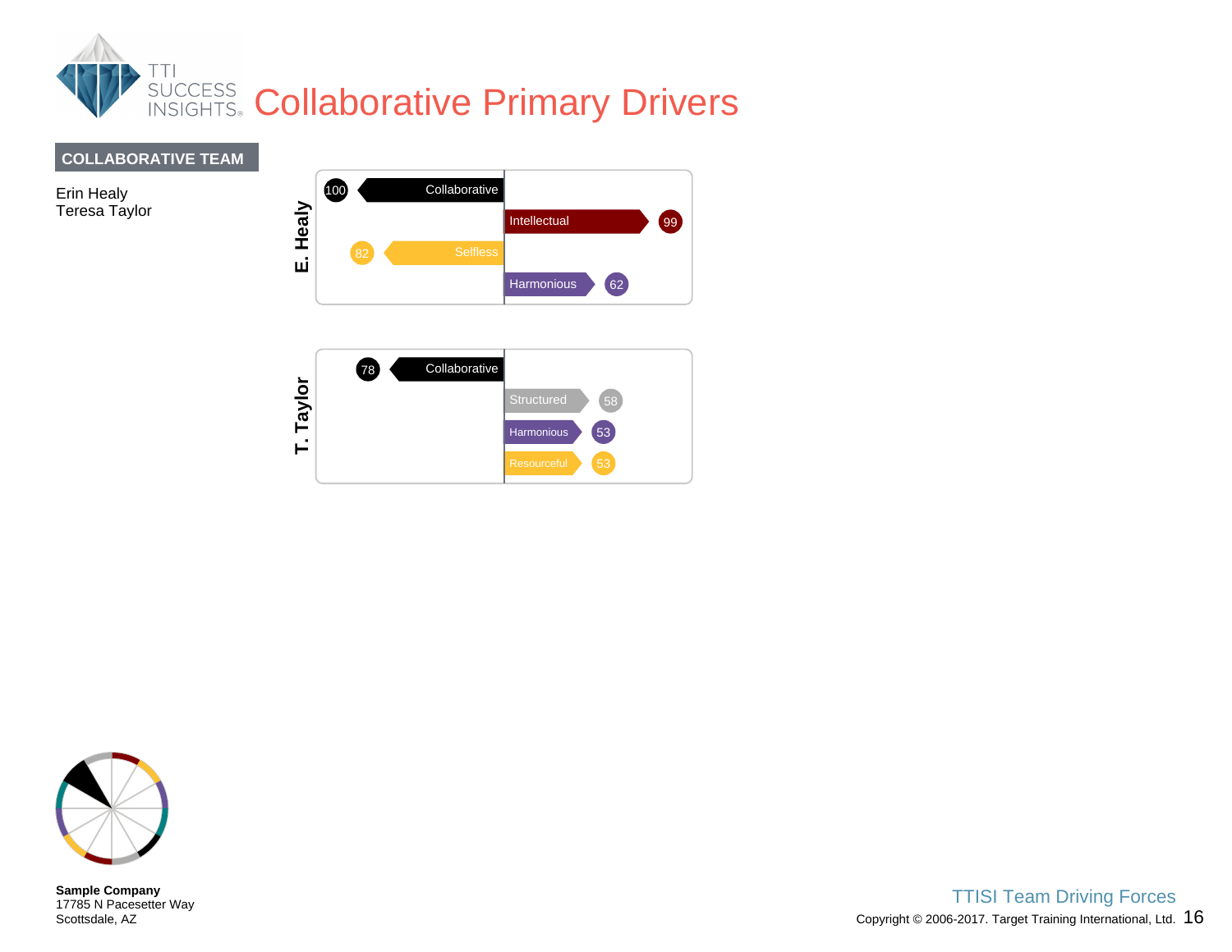# Collaborative Primary Drivers

**COLLABORATIVE TEAM**

Erin Healy
Teresa Taylor

**E. Healy**

| Driver | Score |
|---|---|
| Collaborative | 100 |
| Intellectual | 99 |
| Selfless | 82 |
| Harmonious | 62 |

**T. Taylor**

| Driver | Score |
|---|---|
| Collaborative | 78 |
| Structured | 58 |
| Harmonious | 53 |
| Resourceful | 53 |

**Sample Company**
17785 N Pacesetter Way
Scottsdale, AZ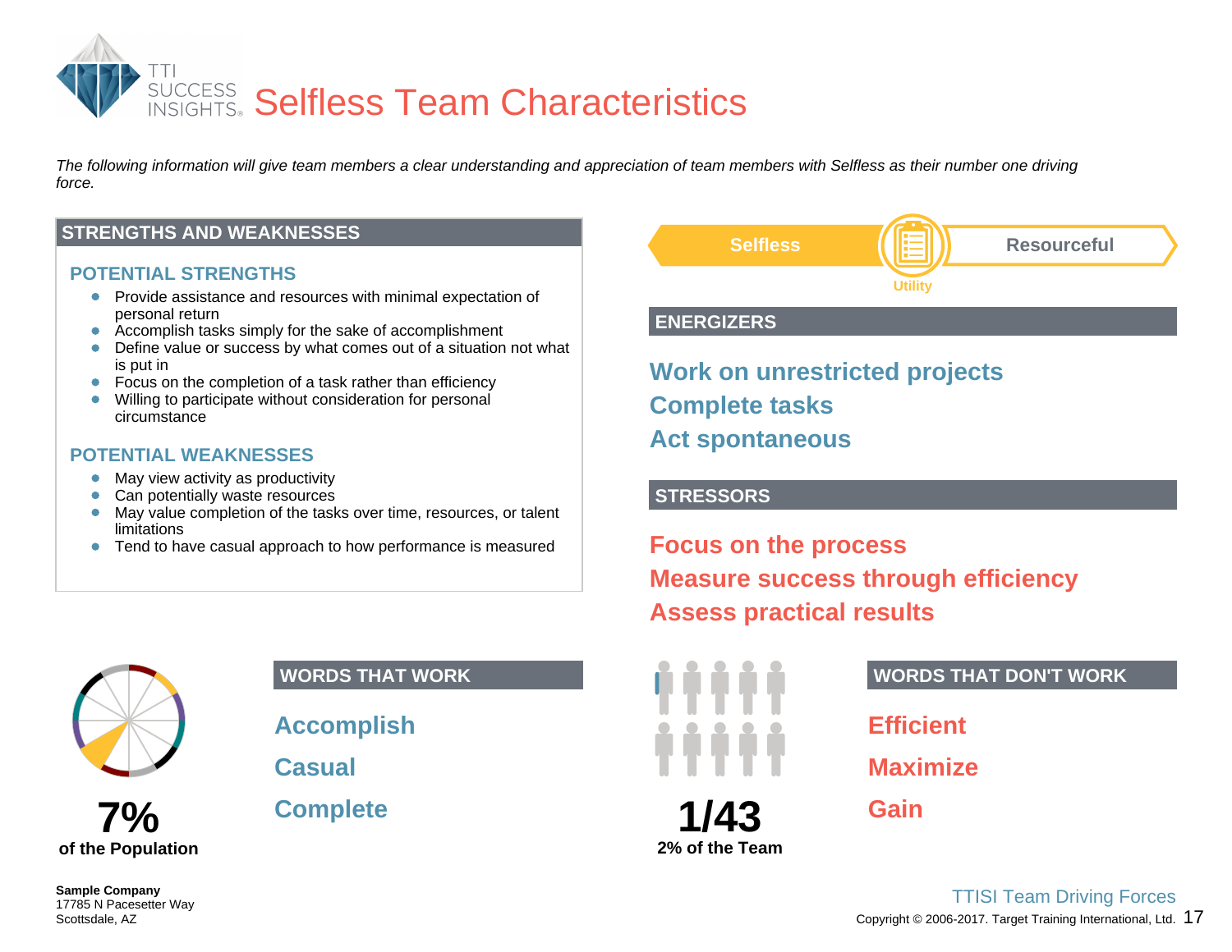# Selfless Team Characteristics

*The following information will give team members a clear understanding and appreciation of team members with Selfless as their number one driving force.*

## STRENGTHS AND WEAKNESSES

### POTENTIAL STRENGTHS

- Provide assistance and resources with minimal expectation of personal return
- Accomplish tasks simply for the sake of accomplishment
- Define value or success by what comes out of a situation not what is put in
- Focus on the completion of a task rather than efficiency
- Willing to participate without consideration for personal circumstance

### POTENTIAL WEAKNESSES

- May view activity as productivity
- Can potentially waste resources
- May value completion of the tasks over time, resources, or talent limitations
- Tend to have casual approach to how performance is measured

Selfless | Utility | Resourceful

## ENERGIZERS

**Work on unrestricted projects**
**Complete tasks**
**Act spontaneous**

## STRESSORS

**Focus on the process**
**Measure success through efficiency**
**Assess practical results**

**7%**
**of the Population**

## WORDS THAT WORK

**Accomplish**
**Casual**
**Complete**

**1/43**
**2% of the Team**

## WORDS THAT DON'T WORK

**Efficient**
**Maximize**
**Gain**

**Sample Company**
17785 N Pacesetter Way
Scottsdale, AZ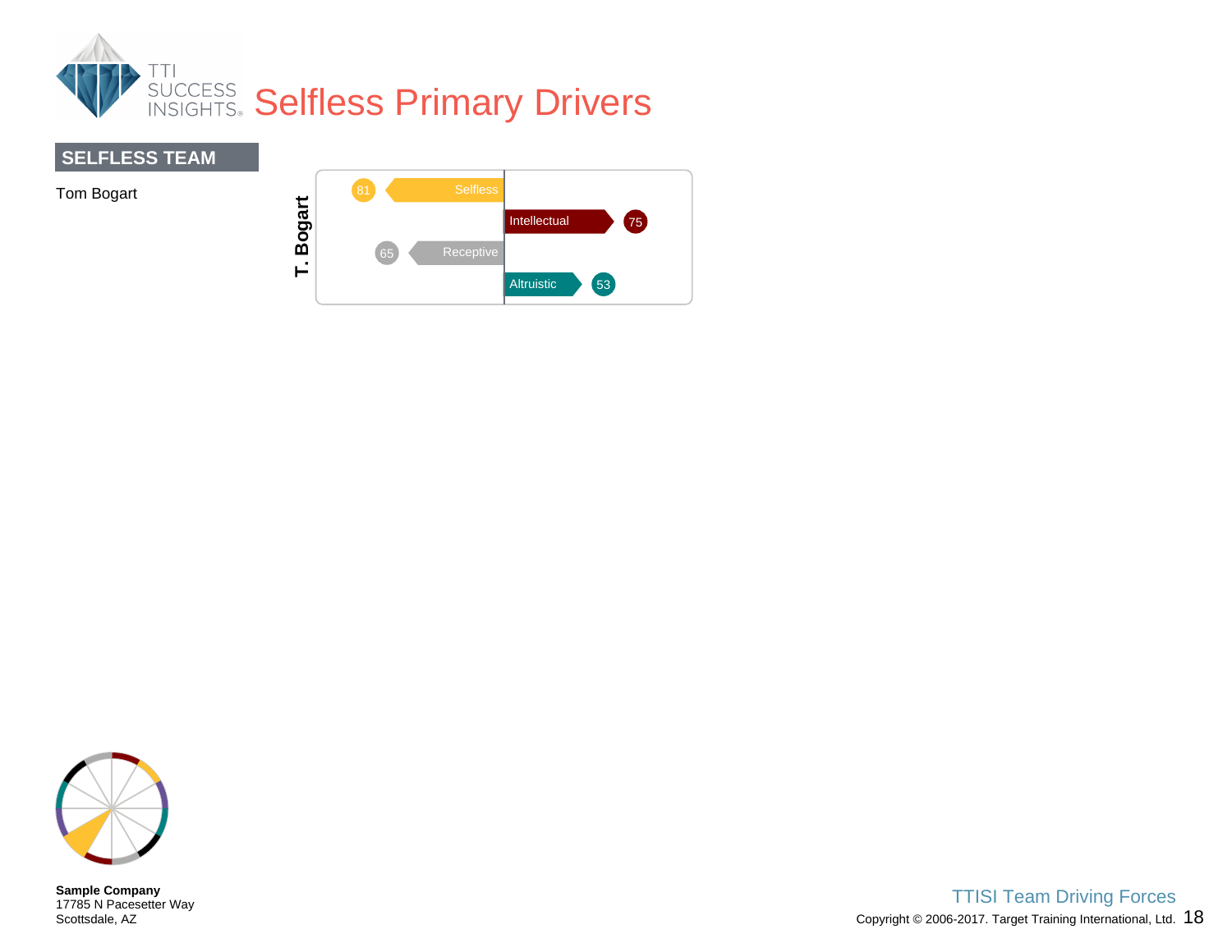# Selfless Primary Drivers

## SELFLESS TEAM

Tom Bogart

**T. Bogart**

| Driver | Score |
| --- | --- |
| Selfless | 81 |
| Intellectual | 75 |
| Receptive | 65 |
| Altruistic | 53 |

**Sample Company**
17785 N Pacesetter Way
Scottsdale, AZ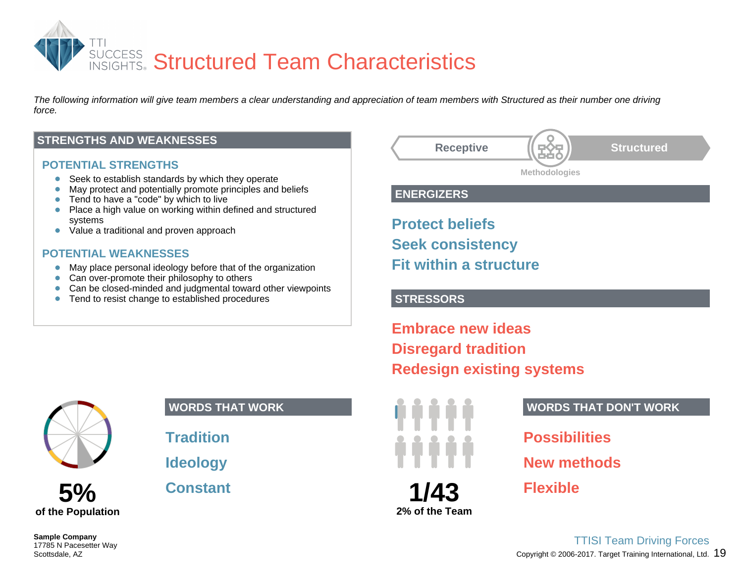# Structured Team Characteristics

*The following information will give team members a clear understanding and appreciation of team members with Structured as their number one driving force.*

## STRENGTHS AND WEAKNESSES

### POTENTIAL STRENGTHS

- Seek to establish standards by which they operate
- May protect and potentially promote principles and beliefs
- Tend to have a "code" by which to live
- Place a high value on working within defined and structured systems
- Value a traditional and proven approach

### POTENTIAL WEAKNESSES

- May place personal ideology before that of the organization
- Can over-promote their philosophy to others
- Can be closed-minded and judgmental toward other viewpoints
- Tend to resist change to established procedures

Receptive — Structured

Methodologies

## ENERGIZERS

**Protect beliefs**
**Seek consistency**
**Fit within a structure**

## STRESSORS

**Embrace new ideas**
**Disregard tradition**
**Redesign existing systems**

**5%**
**of the Population**

## WORDS THAT WORK

**Tradition**
**Ideology**
**Constant**

**1/43**
**2% of the Team**

## WORDS THAT DON'T WORK

**Possibilities**
**New methods**
**Flexible**

**Sample Company**
17785 N Pacesetter Way
Scottsdale, AZ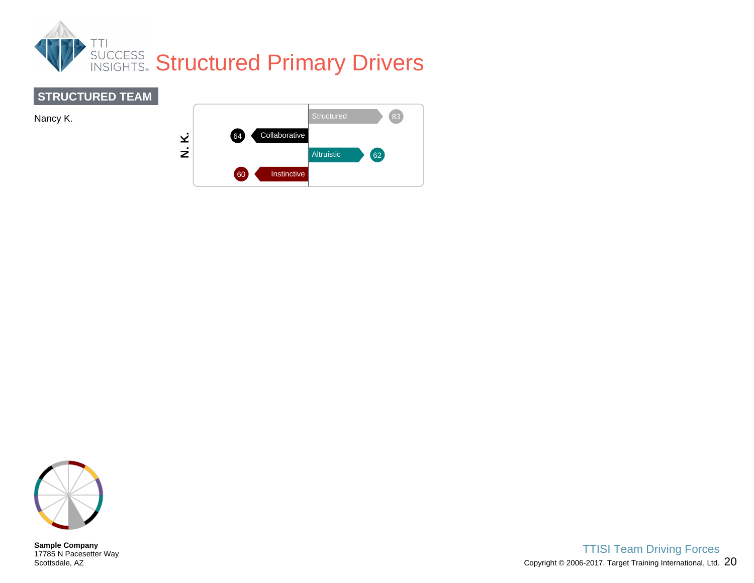# Structured Primary Drivers

## STRUCTURED TEAM

Nancy K.

**N. K.**

| Driver | Score |
| --- | --- |
| Structured | 83 |
| Collaborative | 64 |
| Altruistic | 62 |
| Instinctive | 60 |

**Sample Company**
17785 N Pacesetter Way
Scottsdale, AZ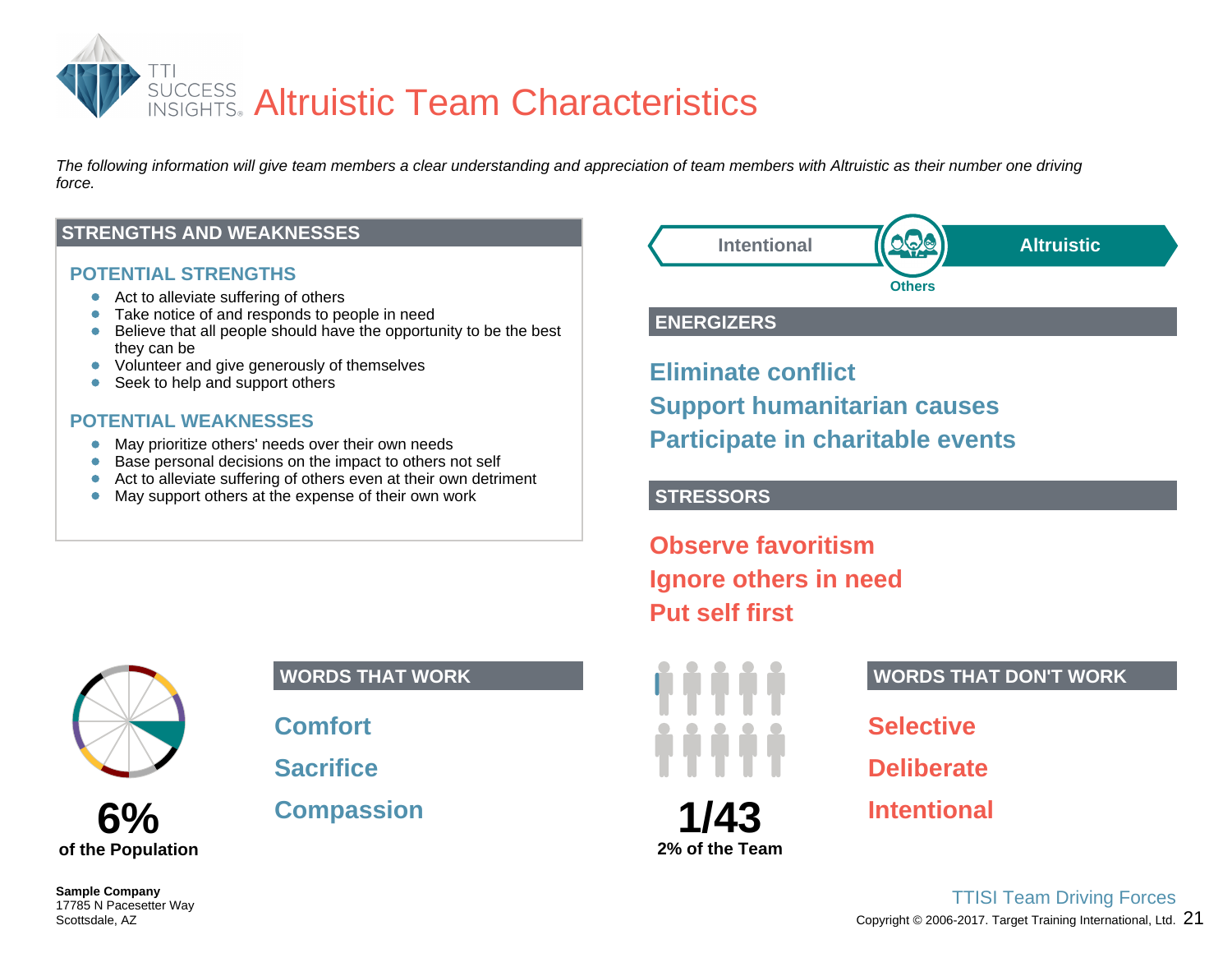# Altruistic Team Characteristics

*The following information will give team members a clear understanding and appreciation of team members with Altruistic as their number one driving force.*

## STRENGTHS AND WEAKNESSES

### POTENTIAL STRENGTHS

- Act to alleviate suffering of others
- Take notice of and responds to people in need
- Believe that all people should have the opportunity to be the best they can be
- Volunteer and give generously of themselves
- Seek to help and support others

### POTENTIAL WEAKNESSES

- May prioritize others' needs over their own needs
- Base personal decisions on the impact to others not self
- Act to alleviate suffering of others even at their own detriment
- May support others at the expense of their own work

Intental | Others | Altruistic

## ENERGIZERS

**Eliminate conflict**
**Support humanitarian causes**
**Participate in charitable events**

## STRESSORS

**Observe favoritism**
**Ignore others in need**
**Put self first**

**6%**
**of the Population**

## WORDS THAT WORK

**Comfort**
**Sacrifice**
**Compassion**

**1/43**
**2% of the Team**

## WORDS THAT DON'T WORK

**Selective**
**Deliberate**
**Intentional**

**Sample Company**
17785 N Pacesetter Way
Scottsdale, AZ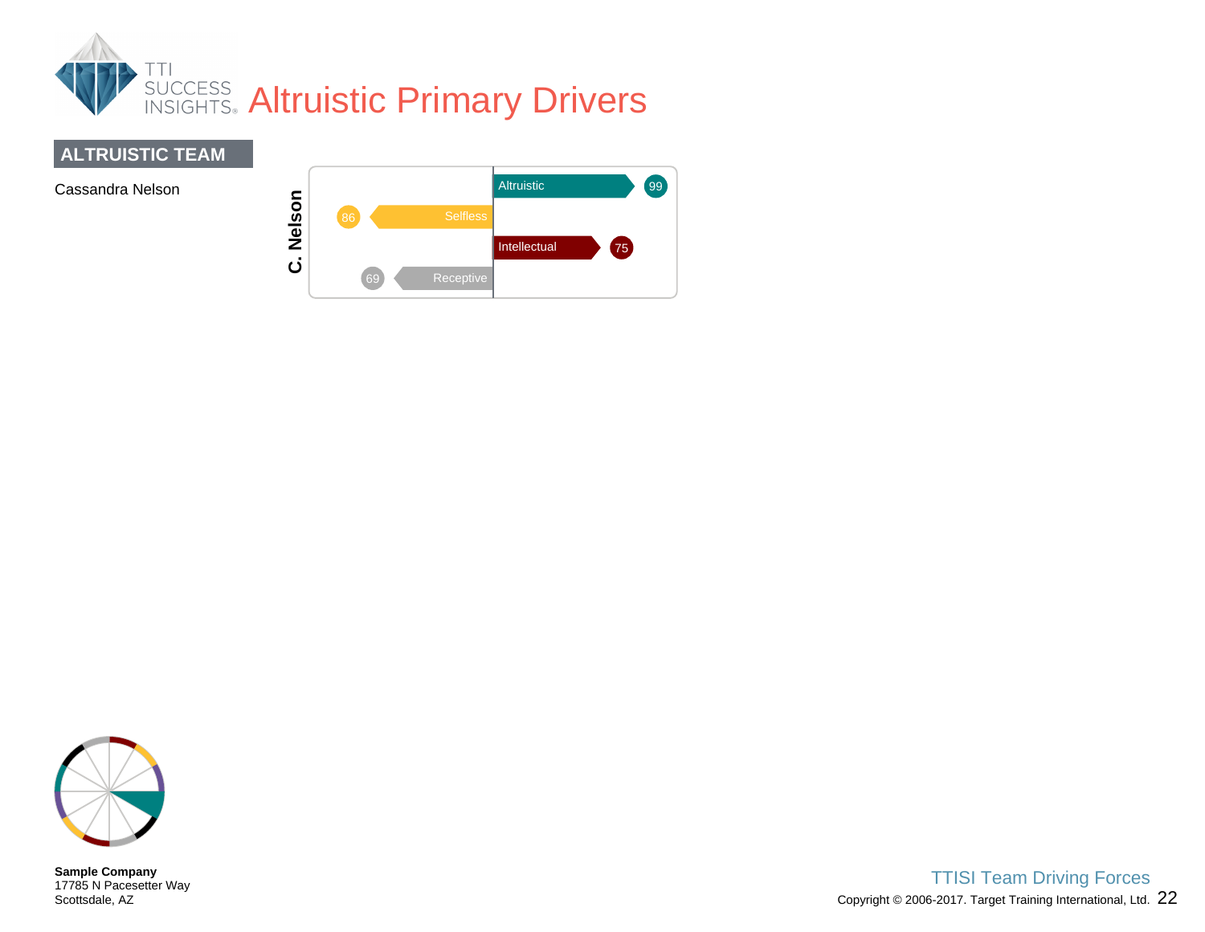# Altruistic Primary Drivers

## ALTRUISTIC TEAM

Cassandra Nelson

**C. Nelson**

| Driver | Score |
|---|---|
| Altruistic | 99 |
| Selfless | 86 |
| Intellectual | 75 |
| Receptive | 69 |

**Sample Company**
17785 N Pacesetter Way
Scottsdale, AZ

TTISI Team Driving Forces

Copyright © 2006-2017. Target Training International, Ltd.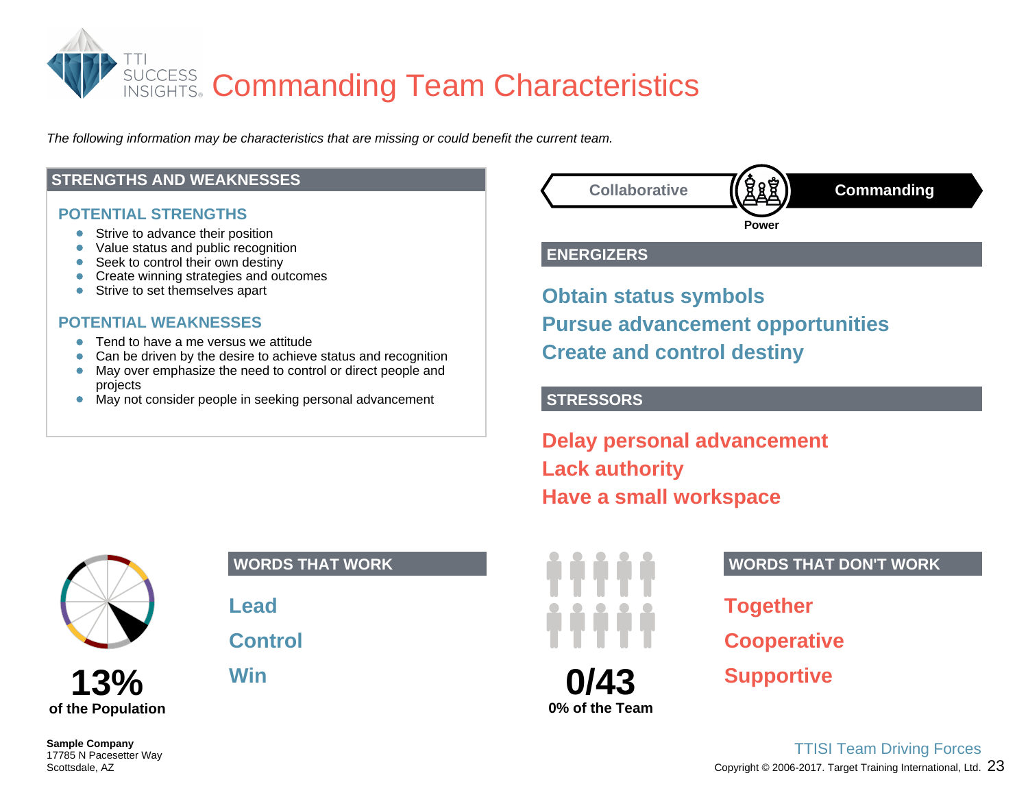# Commanding Team Characteristics

*The following information may be characteristics that are missing or could benefit the current team.*

## STRENGTHS AND WEAKNESSES

### POTENTIAL STRENGTHS

- Strive to advance their position
- Value status and public recognition
- Seek to control their own destiny
- Create winning strategies and outcomes
- Strive to set themselves apart

### POTENTIAL WEAKNESSES

- Tend to have a me versus we attitude
- Can be driven by the desire to achieve status and recognition
- May over emphasize the need to control or direct people and projects
- May not consider people in seeking personal advancement

Collaborative | Power | **Commanding**

## ENERGIZERS

**Obtain status symbols**
**Pursue advancement opportunities**
**Create and control destiny**

## STRESSORS

**Delay personal advancement**
**Lack authority**
**Have a small workspace**

**13%**
**of the Population**

## WORDS THAT WORK

**Lead**
**Control**
**Win**

**0/43**
**0% of the Team**

## WORDS THAT DON'T WORK

**Together**
**Cooperative**
**Supportive**

**Sample Company**
17785 N Pacesetter Way
Scottsdale, AZ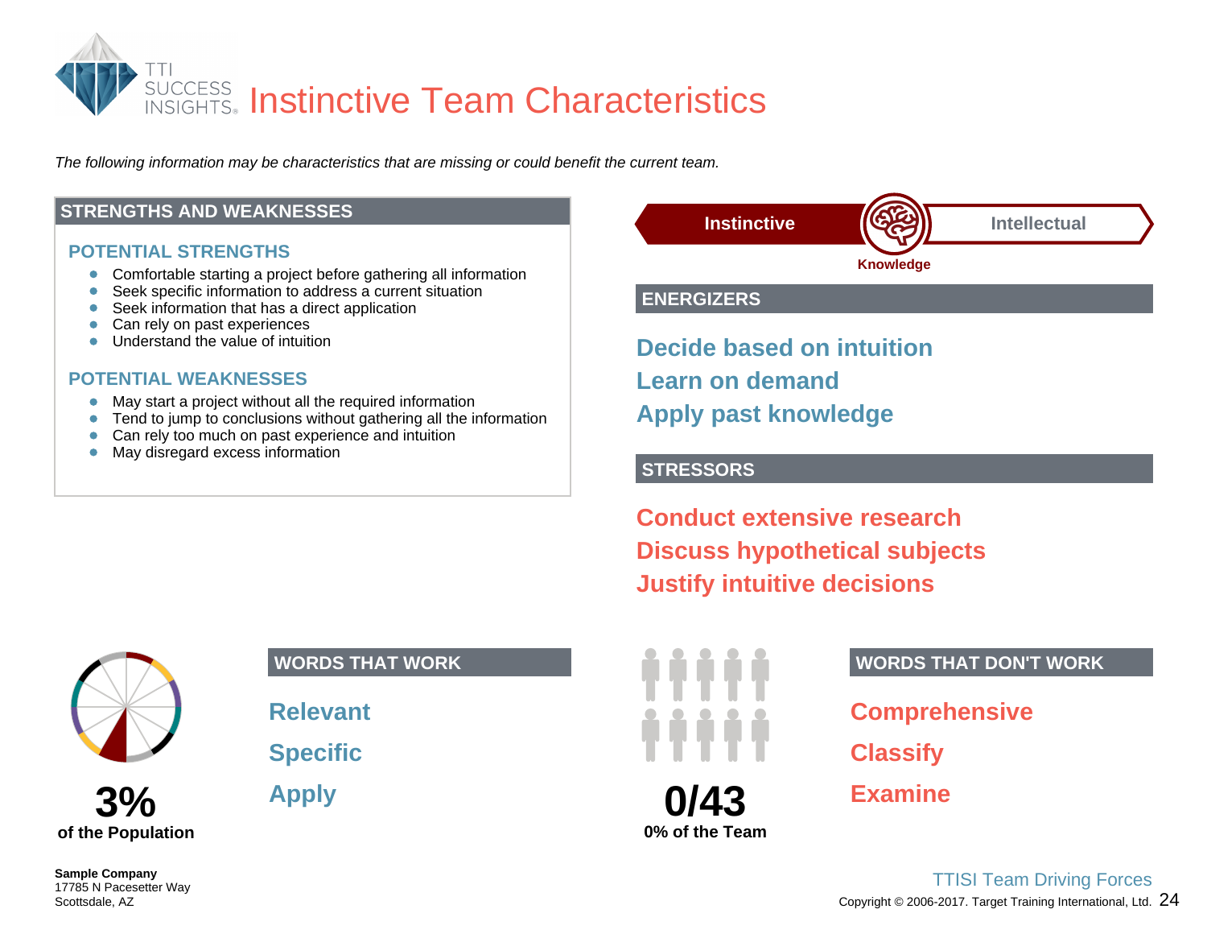# Instinctive Team Characteristics

*The following information may be characteristics that are missing or could benefit the current team.*

## STRENGTHS AND WEAKNESSES

### POTENTIAL STRENGTHS

- Comfortable starting a project before gathering all information
- Seek specific information to address a current situation
- Seek information that has a direct application
- Can rely on past experiences
- Understand the value of intuition

### POTENTIAL WEAKNESSES

- May start a project without all the required information
- Tend to jump to conclusions without gathering all the information
- Can rely too much on past experience and intuition
- May disregard excess information

**Instinctive** — Knowledge — Intellectual

## ENERGIZERS

**Decide based on intuition**
**Learn on demand**
**Apply past knowledge**

## STRESSORS

**Conduct extensive research**
**Discuss hypothetical subjects**
**Justify intuitive decisions**

**3%**
**of the Population**

## WORDS THAT WORK

**Relevant**
**Specific**
**Apply**

**0/43**
**0% of the Team**

## WORDS THAT DON'T WORK

**Comprehensive**
**Classify**
**Examine**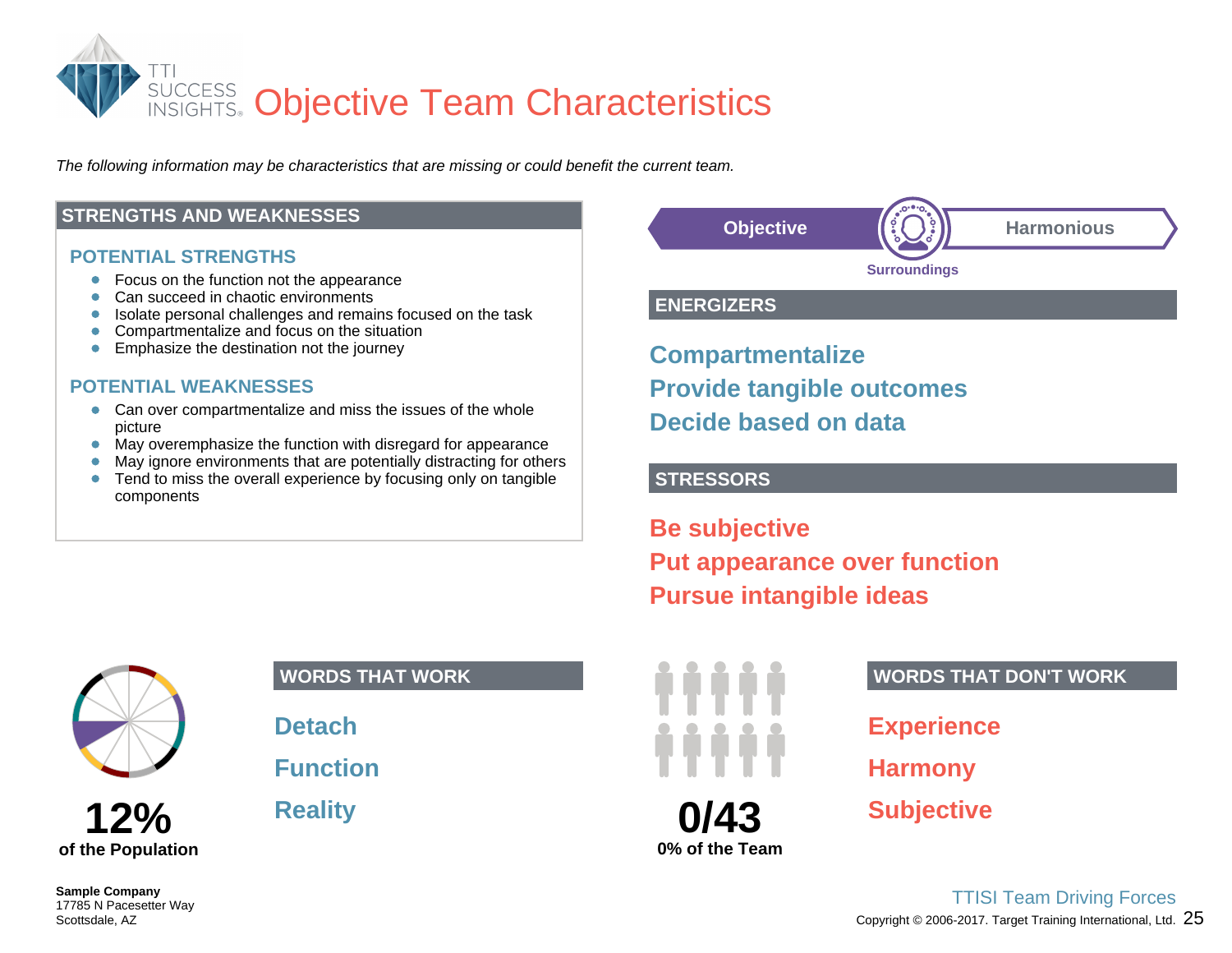# Objective Team Characteristics

*The following information may be characteristics that are missing or could benefit the current team.*

## STRENGTHS AND WEAKNESSES

### POTENTIAL STRENGTHS

- Focus on the function not the appearance
- Can succeed in chaotic environments
- Isolate personal challenges and remains focused on the task
- Compartmentalize and focus on the situation
- Emphasize the destination not the journey

### POTENTIAL WEAKNESSES

- Can over compartmentalize and miss the issues of the whole picture
- May overemphasize the function with disregard for appearance
- May ignore environments that are potentially distracting for others
- Tend to miss the overall experience by focusing only on tangible components

**Objective** — Surroundings — **Harmonious**

## ENERGIZERS

**Compartmentalize**
**Provide tangible outcomes**
**Decide based on data**

## STRESSORS

**Be subjective**
**Put appearance over function**
**Pursue intangible ideas**

**12%**
**of the Population**

## WORDS THAT WORK

**Detach**
**Function**
**Reality**

**0/43**
**0% of the Team**

## WORDS THAT DON'T WORK

**Experience**
**Harmony**
**Subjective**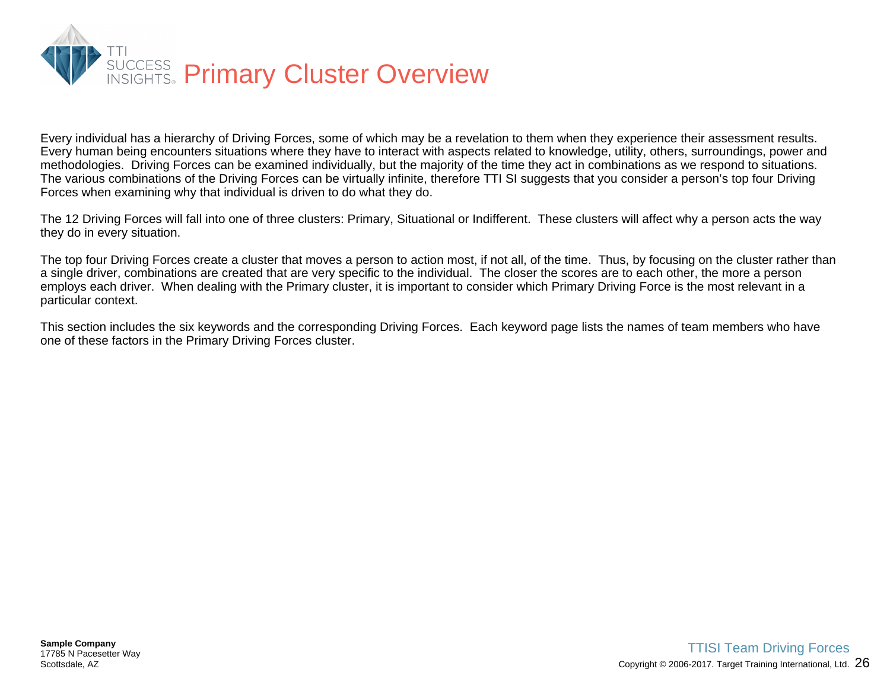# Primary Cluster Overview

Every individual has a hierarchy of Driving Forces, some of which may be a revelation to them when they experience their assessment results. Every human being encounters situations where they have to interact with aspects related to knowledge, utility, others, surroundings, power and methodologies. Driving Forces can be examined individually, but the majority of the time they act in combinations as we respond to situations. The various combinations of the Driving Forces can be virtually infinite, therefore TTI SI suggests that you consider a person's top four Driving Forces when examining why that individual is driven to do what they do.

The 12 Driving Forces will fall into one of three clusters: Primary, Situational or Indifferent. These clusters will affect why a person acts the way they do in every situation.

The top four Driving Forces create a cluster that moves a person to action most, if not all, of the time. Thus, by focusing on the cluster rather than a single driver, combinations are created that are very specific to the individual. The closer the scores are to each other, the more a person employs each driver. When dealing with the Primary cluster, it is important to consider which Primary Driving Force is the most relevant in a particular context.

This section includes the six keywords and the corresponding Driving Forces. Each keyword page lists the names of team members who have one of these factors in the Primary Driving Forces cluster.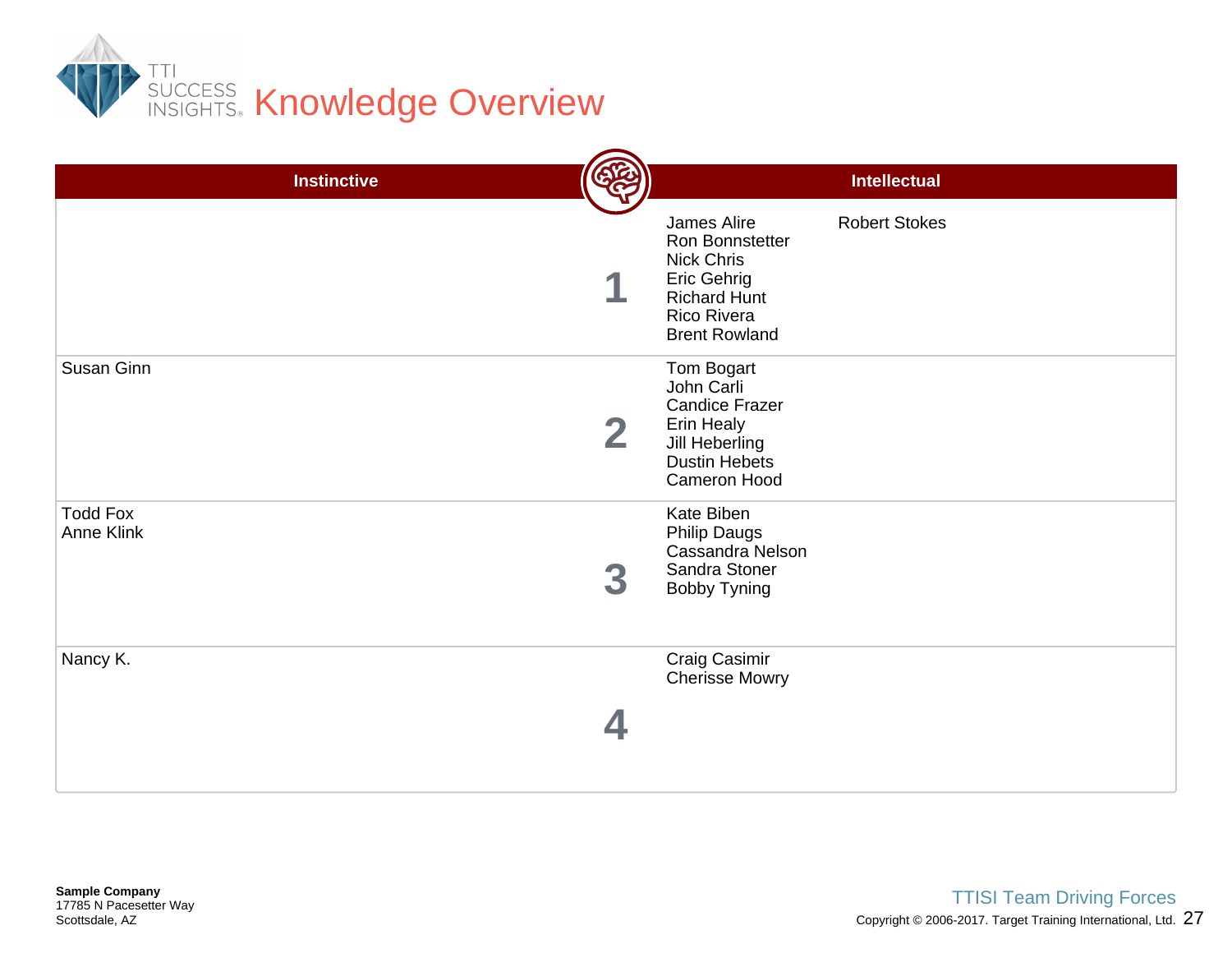# Knowledge Overview

| Instinctive | | Intellectual | |
|---|---|---|---|
| | 1 | James Alire<br>Ron Bonnstetter<br>Nick Chris<br>Eric Gehrig<br>Richard Hunt<br>Rico Rivera<br>Brent Rowland | Robert Stokes |
| Susan Ginn | 2 | Tom Bogart<br>John Carli<br>Candice Frazer<br>Erin Healy<br>Jill Heberling<br>Dustin Hebets<br>Cameron Hood | |
| Todd Fox<br>Anne Klink | 3 | Kate Biben<br>Philip Daugs<br>Cassandra Nelson<br>Sandra Stoner<br>Bobby Tyning | |
| Nancy K. | 4 | Craig Casimir<br>Cherisse Mowry | |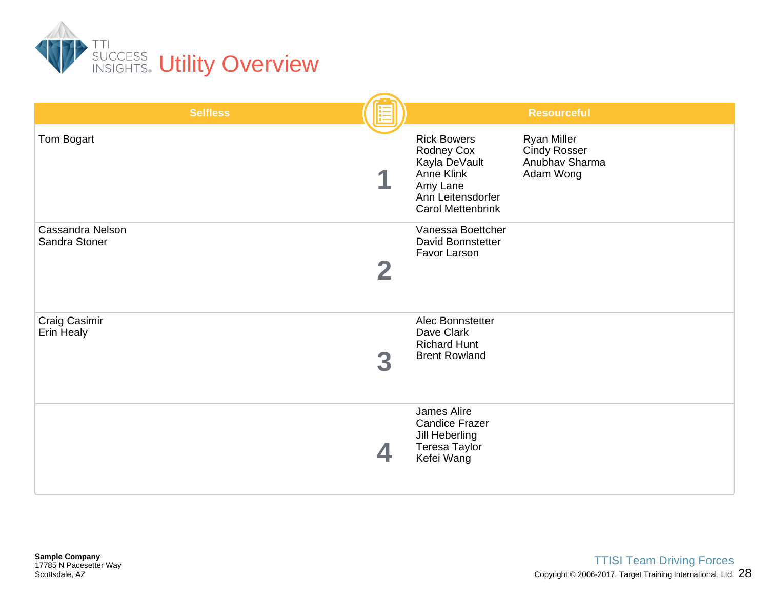# Utility Overview

| Selfless | | Resourceful |
|---|---|---|
| Tom Bogart | 1 | Rick Bowers<br>Rodney Cox<br>Kayla DeVault<br>Anne Klink<br>Amy Lane<br>Ann Leitensdorfer<br>Carol Mettenbrink<br>Ryan Miller<br>Cindy Rosser<br>Anubhav Sharma<br>Adam Wong |
| Cassandra Nelson<br>Sandra Stoner | 2 | Vanessa Boettcher<br>David Bonnstetter<br>Favor Larson |
| Craig Casimir<br>Erin Healy | 3 | Alec Bonnstetter<br>Dave Clark<br>Richard Hunt<br>Brent Rowland |
| | 4 | James Alire<br>Candice Frazer<br>Jill Heberling<br>Teresa Taylor<br>Kefei Wang |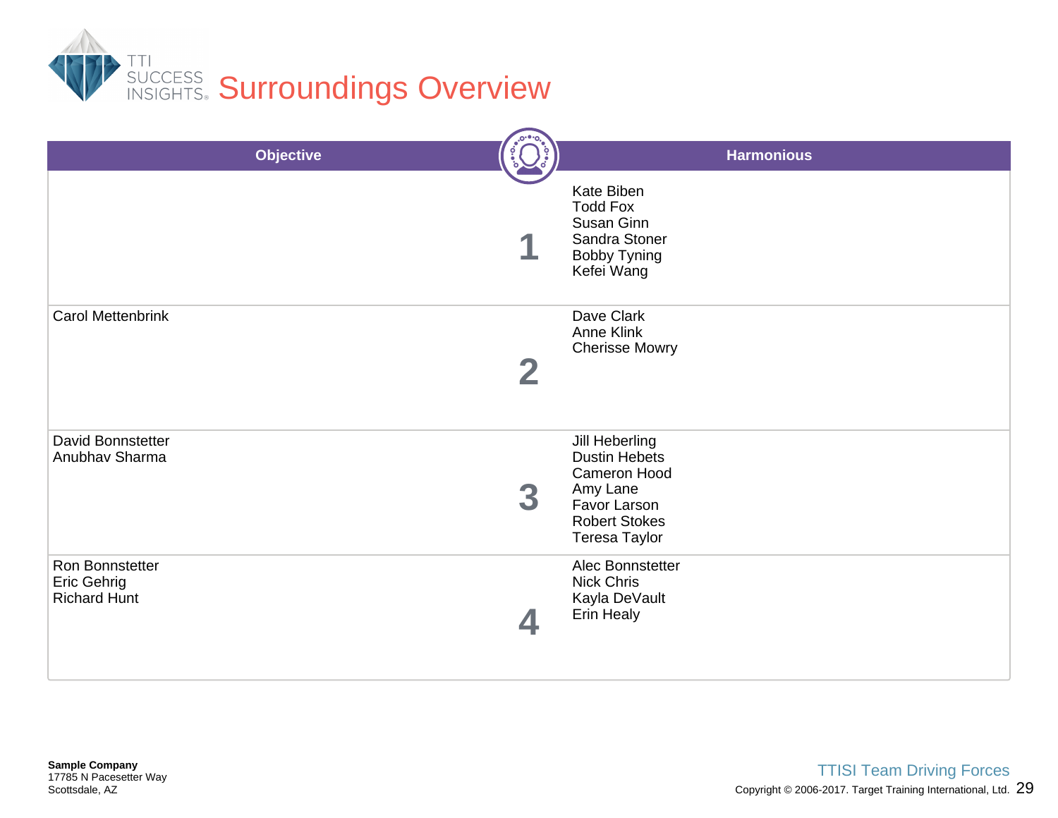# Surroundings Overview

| Objective | | Harmonious |
|---|---|---|
| | **1** | Kate Biben<br>Todd Fox<br>Susan Ginn<br>Sandra Stoner<br>Bobby Tyning<br>Kefei Wang |
| Carol Mettenbrink | **2** | Dave Clark<br>Anne Klink<br>Cherisse Mowry |
| David Bonnstetter<br>Anubhav Sharma | **3** | Jill Heberling<br>Dustin Hebets<br>Cameron Hood<br>Amy Lane<br>Favor Larson<br>Robert Stokes<br>Teresa Taylor |
| Ron Bonnstetter<br>Eric Gehrig<br>Richard Hunt | **4** | Alec Bonnstetter<br>Nick Chris<br>Kayla DeVault<br>Erin Healy |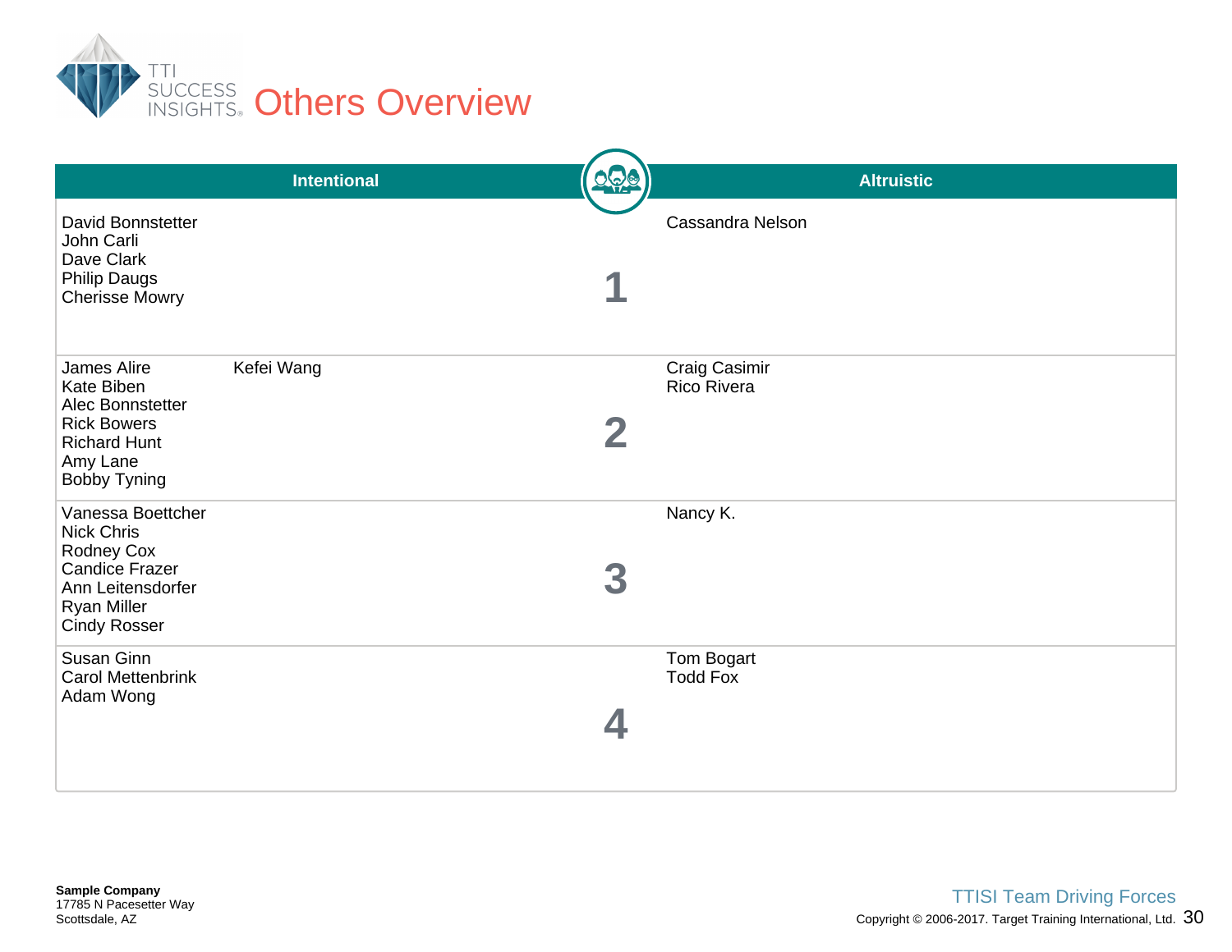# Others Overview

| Intentional | | | Altruistic |
|---|---|---|---|
| David Bonnstetter<br>John Carli<br>Dave Clark<br>Philip Daugs<br>Cherisse Mowry | | 1 | Cassandra Nelson |
| James Alire<br>Kate Biben<br>Alec Bonnstetter<br>Rick Bowers<br>Richard Hunt<br>Amy Lane<br>Bobby Tyning | Kefei Wang | 2 | Craig Casimir<br>Rico Rivera |
| Vanessa Boettcher<br>Nick Chris<br>Rodney Cox<br>Candice Frazer<br>Ann Leitensdorfer<br>Ryan Miller<br>Cindy Rosser | | 3 | Nancy K. |
| Susan Ginn<br>Carol Mettenbrink<br>Adam Wong | | 4 | Tom Bogart<br>Todd Fox |

**Sample Company**
17785 N Pacesetter Way
Scottsdale, AZ

TTISI Team Driving Forces
Copyright © 2006-2017. Target Training International, Ltd.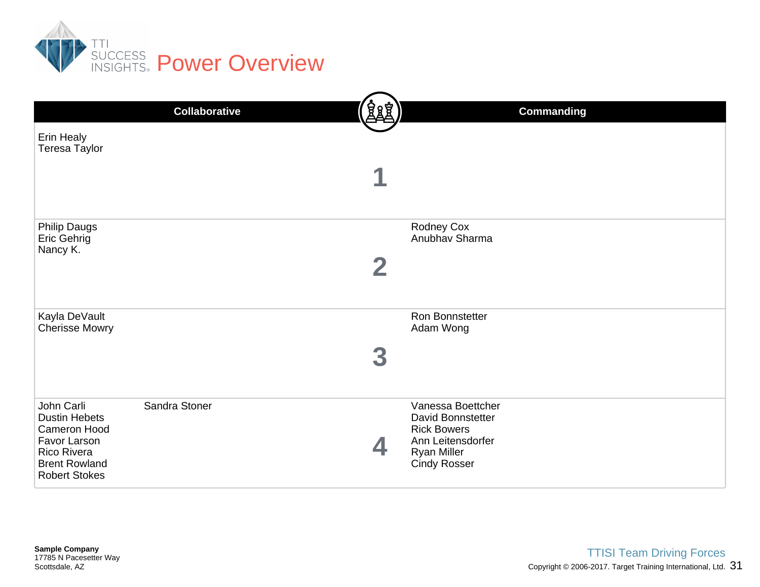# Power Overview

| Collaborative | | Commanding |
|---|---|---|
| Erin Healy<br>Teresa Taylor | 1 | |
| Philip Daugs<br>Eric Gehrig<br>Nancy K. | 2 | Rodney Cox<br>Anubhav Sharma |
| Kayla DeVault<br>Cherisse Mowry | 3 | Ron Bonnstetter<br>Adam Wong |
| John Carli<br>Dustin Hebets<br>Cameron Hood<br>Favor Larson<br>Rico Rivera<br>Brent Rowland<br>Robert Stokes<br>Sandra Stoner | 4 | Vanessa Boettcher<br>David Bonnstetter<br>Rick Bowers<br>Ann Leitensdorfer<br>Ryan Miller<br>Cindy Rosser |

**Sample Company**
17785 N Pacesetter Way
Scottsdale, AZ

TTISI Team Driving Forces
Copyright © 2006-2017. Target Training International, Ltd.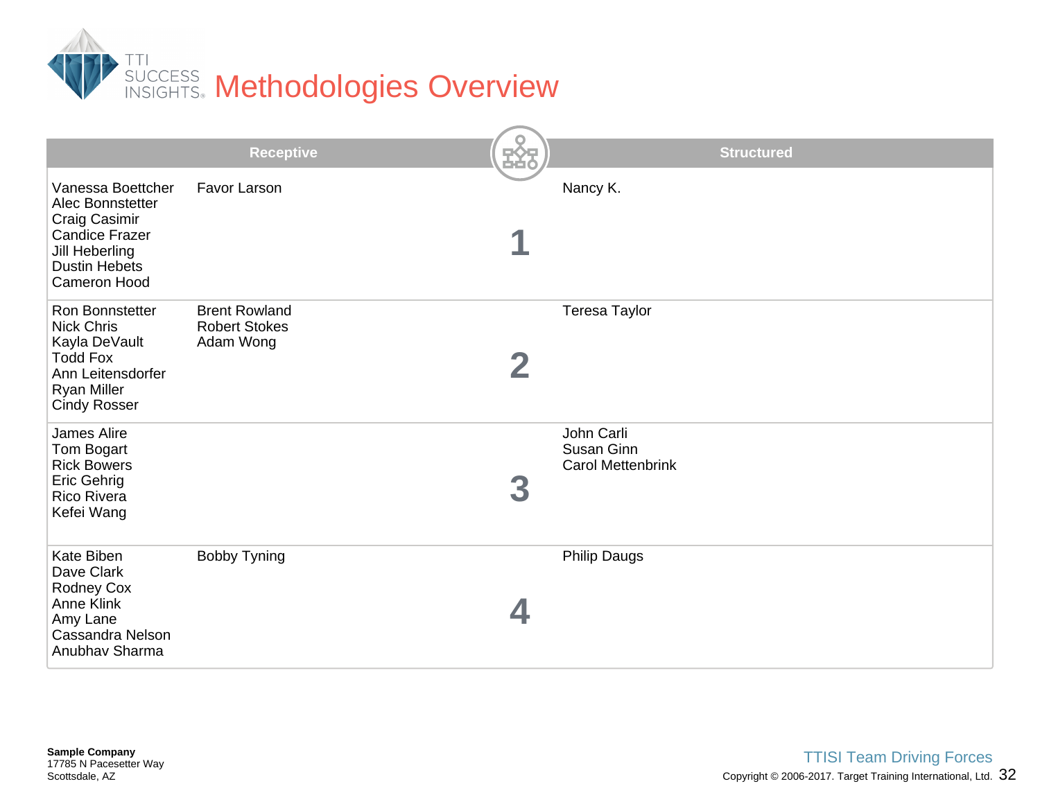# Methodologies Overview

| Receptive | | | Structured |
|---|---|---|---|
| Vanessa Boettcher<br>Alec Bonnstetter<br>Craig Casimir<br>Candice Frazer<br>Jill Heberling<br>Dustin Hebets<br>Cameron Hood | Favor Larson | **1** | Nancy K. |
| Ron Bonnstetter<br>Nick Chris<br>Kayla DeVault<br>Todd Fox<br>Ann Leitensdorfer<br>Ryan Miller<br>Cindy Rosser | Brent Rowland<br>Robert Stokes<br>Adam Wong | **2** | Teresa Taylor |
| James Alire<br>Tom Bogart<br>Rick Bowers<br>Eric Gehrig<br>Rico Rivera<br>Kefei Wang | | **3** | John Carli<br>Susan Ginn<br>Carol Mettenbrink |
| Kate Biben<br>Dave Clark<br>Rodney Cox<br>Anne Klink<br>Amy Lane<br>Cassandra Nelson<br>Anubhav Sharma | Bobby Tyning | **4** | Philip Daugs |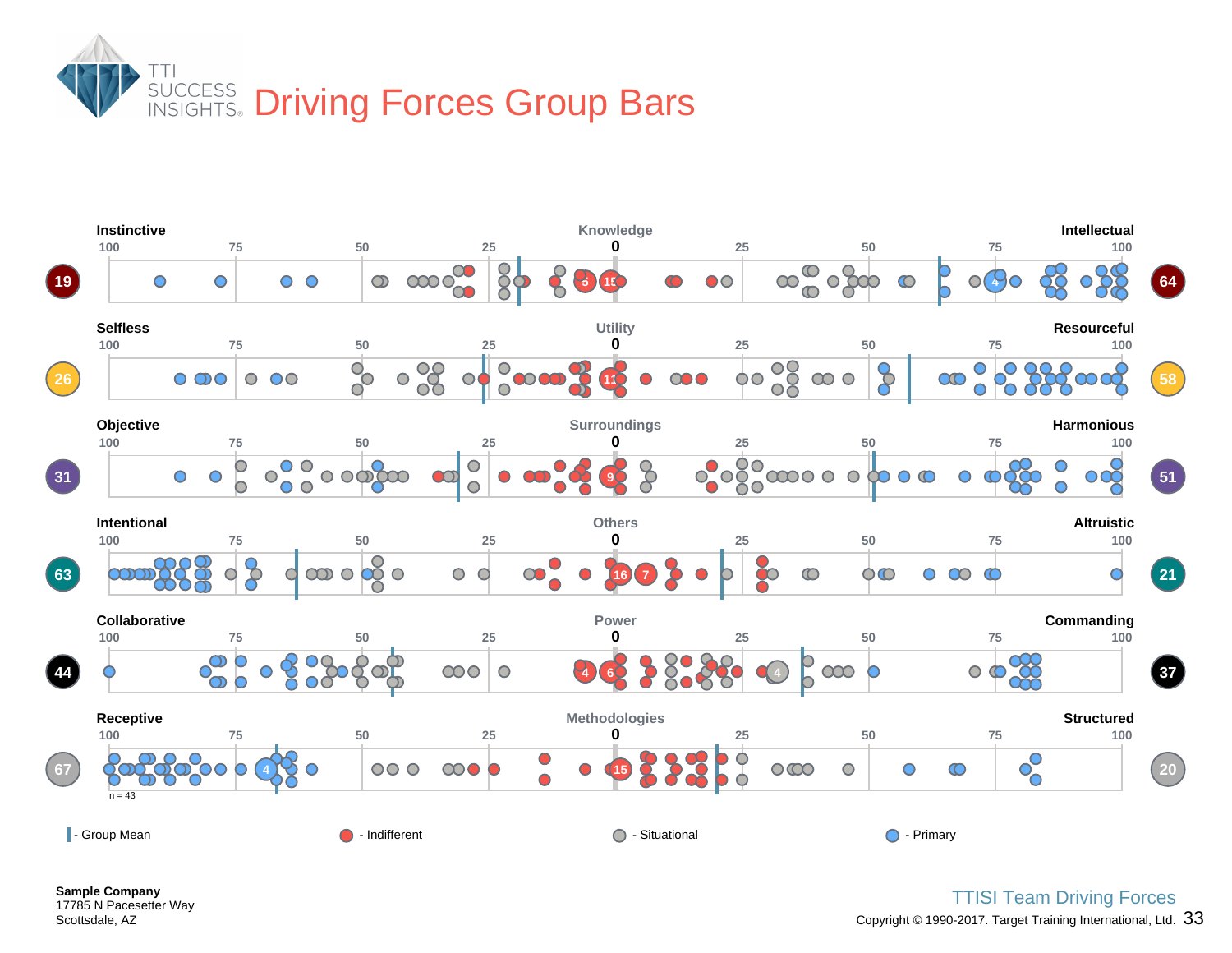# Driving Forces Group Bars

| Left Driver | Left Count | Category | Right Driver | Right Count |
|---|---|---|---|---|
| Instinctive | 19 | Knowledge | Intellectual | 64 |
| Selfless | 26 | Utility | Resourceful | 58 |
| Objective | 31 | Surroundings | Harmonious | 51 |
| Intentional | 63 | Others | Altruistic | 21 |
| Collaborative | 44 | Power | Commanding | 37 |
| Receptive | 67 | Methodologies | Structured | 20 |

Scale: 100 – 75 – 50 – 25 – 0 – 25 – 50 – 75 – 100

n = 43

| - Group Mean

- Indifferent

- Situational

- Primary

**Sample Company**
17785 N Pacesetter Way
Scottsdale, AZ

TTISI Team Driving Forces

Copyright © 1990-2017. Target Training International, Ltd.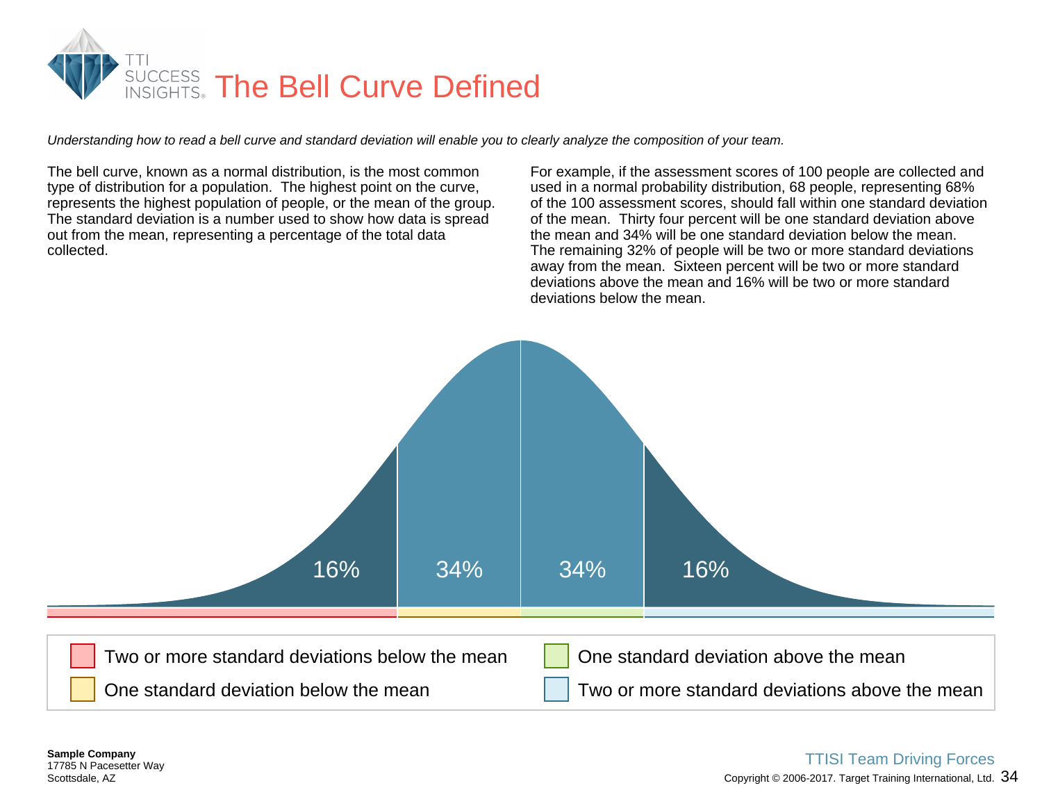# The Bell Curve Defined

*Understanding how to read a bell curve and standard deviation will enable you to clearly analyze the composition of your team.*

The bell curve, known as a normal distribution, is the most common type of distribution for a population. The highest point on the curve, represents the highest population of people, or the mean of the group. The standard deviation is a number used to show how data is spread out from the mean, representing a percentage of the total data collected.

For example, if the assessment scores of 100 people are collected and used in a normal probability distribution, 68 people, representing 68% of the 100 assessment scores, should fall within one standard deviation of the mean. Thirty four percent will be one standard deviation above the mean and 34% will be one standard deviation below the mean. The remaining 32% of people will be two or more standard deviations away from the mean. Sixteen percent will be two or more standard deviations above the mean and 16% will be two or more standard deviations below the mean.

16% | 34% | 34% | 16%

- Two or more standard deviations below the mean
- One standard deviation below the mean
- One standard deviation above the mean
- Two or more standard deviations above the mean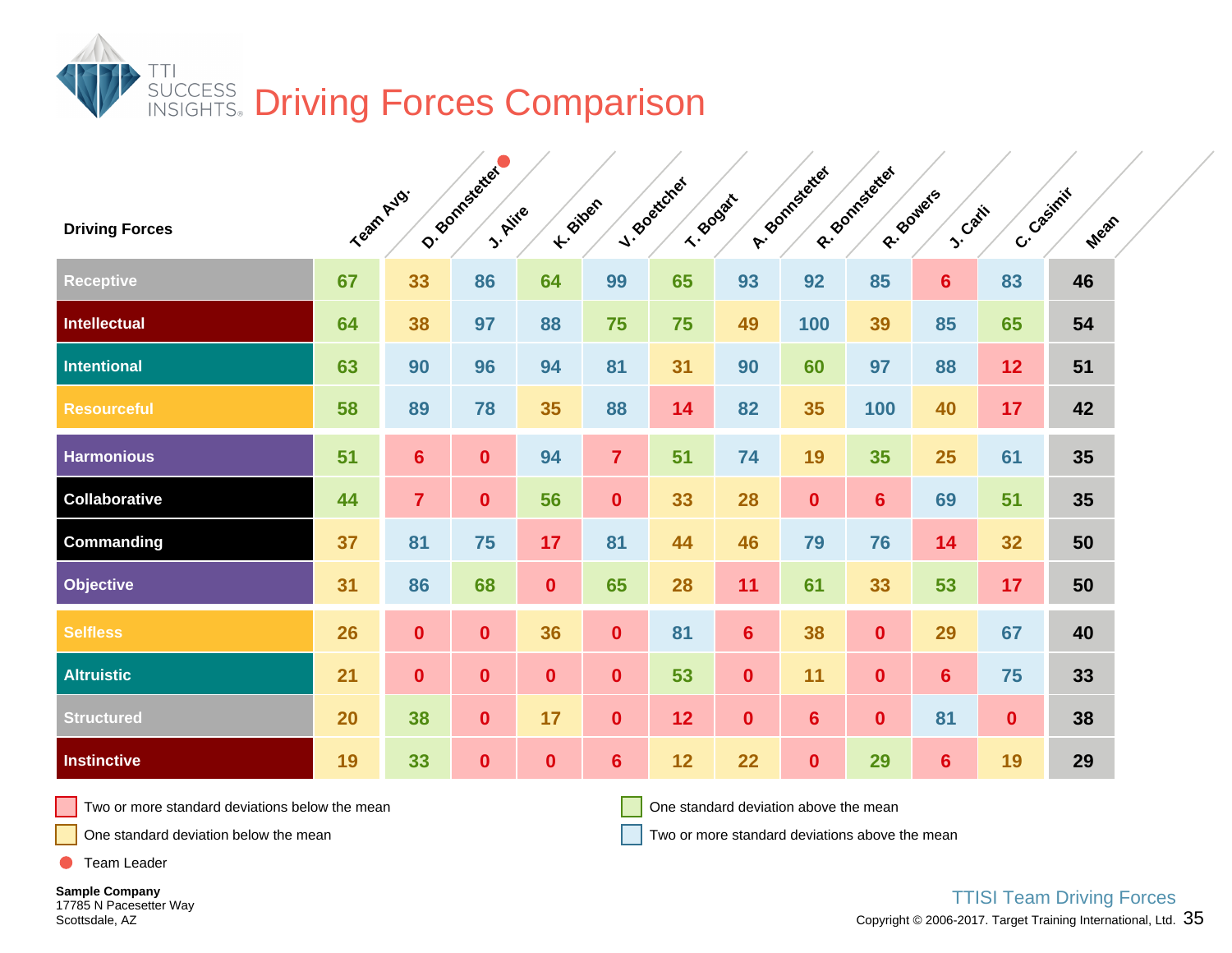# Driving Forces Comparison

| Driving Forces | Team Avg. | D. Bonnstetter ● | J. Alire | K. Biben | V. Boettcher | T. Bogart | A. Bonnstetter | R. Bonnstetter | R. Bowers | J. Carli | C. Casimir | Mean |
|---|---|---|---|---|---|---|---|---|---|---|---|---|
| Receptive | 67 | 33 | 86 | 64 | 99 | 65 | 93 | 92 | 85 | 6 | 83 | 46 |
| Intellectual | 64 | 38 | 97 | 88 | 75 | 75 | 49 | 100 | 39 | 85 | 65 | 54 |
| Intentional | 63 | 90 | 96 | 94 | 81 | 31 | 90 | 60 | 97 | 88 | 12 | 51 |
| Resourceful | 58 | 89 | 78 | 35 | 88 | 14 | 82 | 35 | 100 | 40 | 17 | 42 |
| Harmonious | 51 | 6 | 0 | 94 | 7 | 51 | 74 | 19 | 35 | 25 | 61 | 35 |
| Collaborative | 44 | 7 | 0 | 56 | 0 | 33 | 28 | 0 | 6 | 69 | 51 | 35 |
| Commanding | 37 | 81 | 75 | 17 | 81 | 44 | 46 | 79 | 76 | 14 | 32 | 50 |
| Objective | 31 | 86 | 68 | 0 | 65 | 28 | 11 | 61 | 33 | 53 | 17 | 50 |
| Selfless | 26 | 0 | 0 | 36 | 0 | 81 | 6 | 38 | 0 | 29 | 67 | 40 |
| Altruistic | 21 | 0 | 0 | 0 | 0 | 53 | 0 | 11 | 0 | 6 | 75 | 33 |
| Structured | 20 | 38 | 0 | 17 | 0 | 12 | 0 | 6 | 0 | 81 | 0 | 38 |
| Instinctive | 19 | 33 | 0 | 0 | 6 | 12 | 22 | 0 | 29 | 6 | 19 | 29 |

- Two or more standard deviations below the mean
- One standard deviation below the mean
- ● Team Leader
- One standard deviation above the mean
- Two or more standard deviations above the mean

**Sample Company**
17785 N Pacesetter Way
Scottsdale, AZ

TTISI Team Driving Forces
Copyright © 2006-2017. Target Training International, Ltd.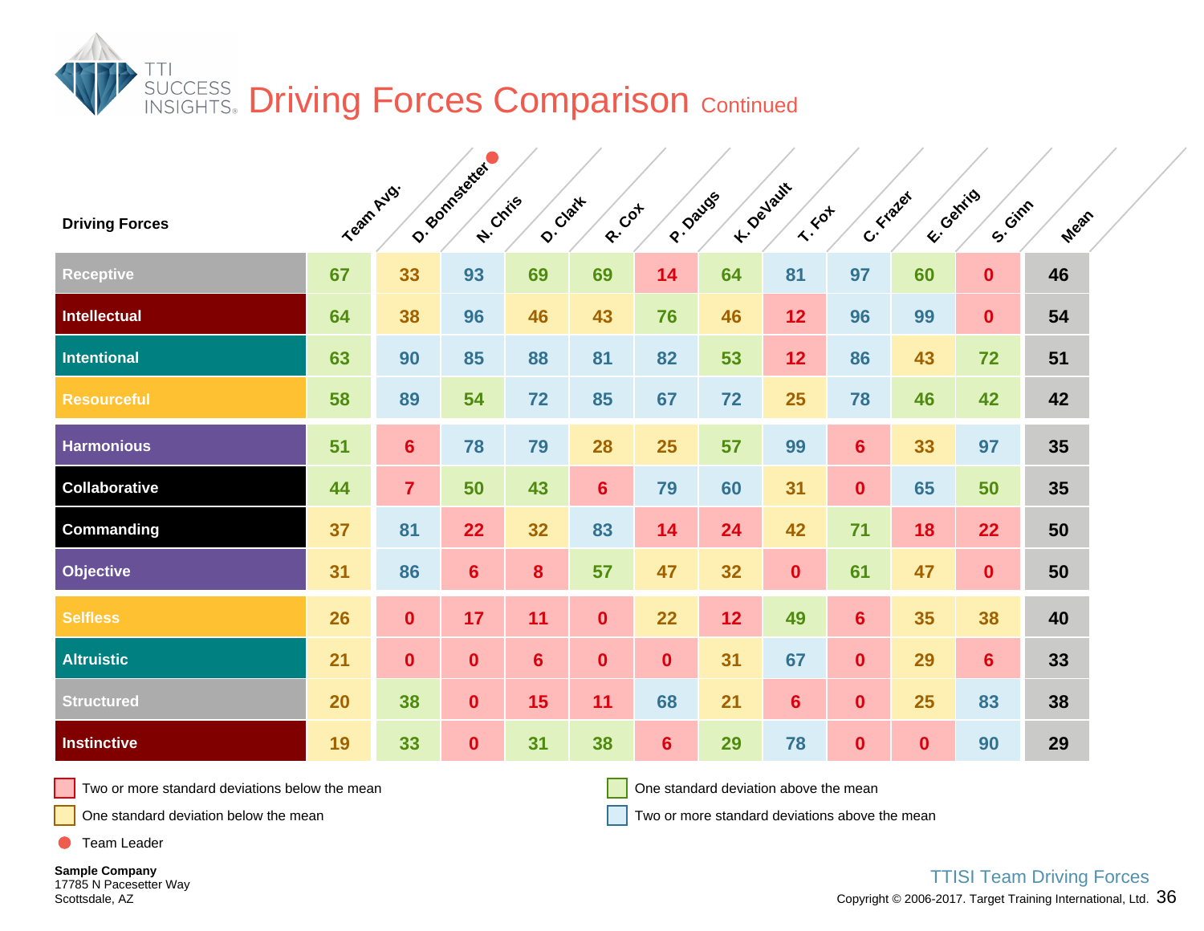# Driving Forces Comparison Continued

| Driving Forces | Team Avg. | D. Bonnstetter ● | N. Chris | D. Clark | R. Cox | P. Daugs | K. DeVault | T. Fox | C. Frazer | E. Gehrig | S. Ginn | Mean |
|---|---|---|---|---|---|---|---|---|---|---|---|---|
| Receptive | 67 | 33 | 93 | 69 | 69 | 14 | 64 | 81 | 97 | 60 | 0 | 46 |
| Intellectual | 64 | 38 | 96 | 46 | 43 | 76 | 46 | 12 | 96 | 99 | 0 | 54 |
| Intentional | 63 | 90 | 85 | 88 | 81 | 82 | 53 | 12 | 86 | 43 | 72 | 51 |
| Resourceful | 58 | 89 | 54 | 72 | 85 | 67 | 72 | 25 | 78 | 46 | 42 | 42 |
| Harmonious | 51 | 6 | 78 | 79 | 28 | 25 | 57 | 99 | 6 | 33 | 97 | 35 |
| Collaborative | 44 | 7 | 50 | 43 | 6 | 79 | 60 | 31 | 0 | 65 | 50 | 35 |
| Commanding | 37 | 81 | 22 | 32 | 83 | 14 | 24 | 42 | 71 | 18 | 22 | 50 |
| Objective | 31 | 86 | 6 | 8 | 57 | 47 | 32 | 0 | 61 | 47 | 0 | 50 |
| Selfless | 26 | 0 | 17 | 11 | 0 | 22 | 12 | 49 | 6 | 35 | 38 | 40 |
| Altruistic | 21 | 0 | 0 | 6 | 0 | 0 | 31 | 67 | 0 | 29 | 6 | 33 |
| Structured | 20 | 38 | 0 | 15 | 11 | 68 | 21 | 6 | 0 | 25 | 83 | 38 |
| Instinctive | 19 | 33 | 0 | 31 | 38 | 6 | 29 | 78 | 0 | 0 | 90 | 29 |

- Two or more standard deviations below the mean
- One standard deviation below the mean
- ● Team Leader
- One standard deviation above the mean
- Two or more standard deviations above the mean

**Sample Company**
17785 N Pacesetter Way
Scottsdale, AZ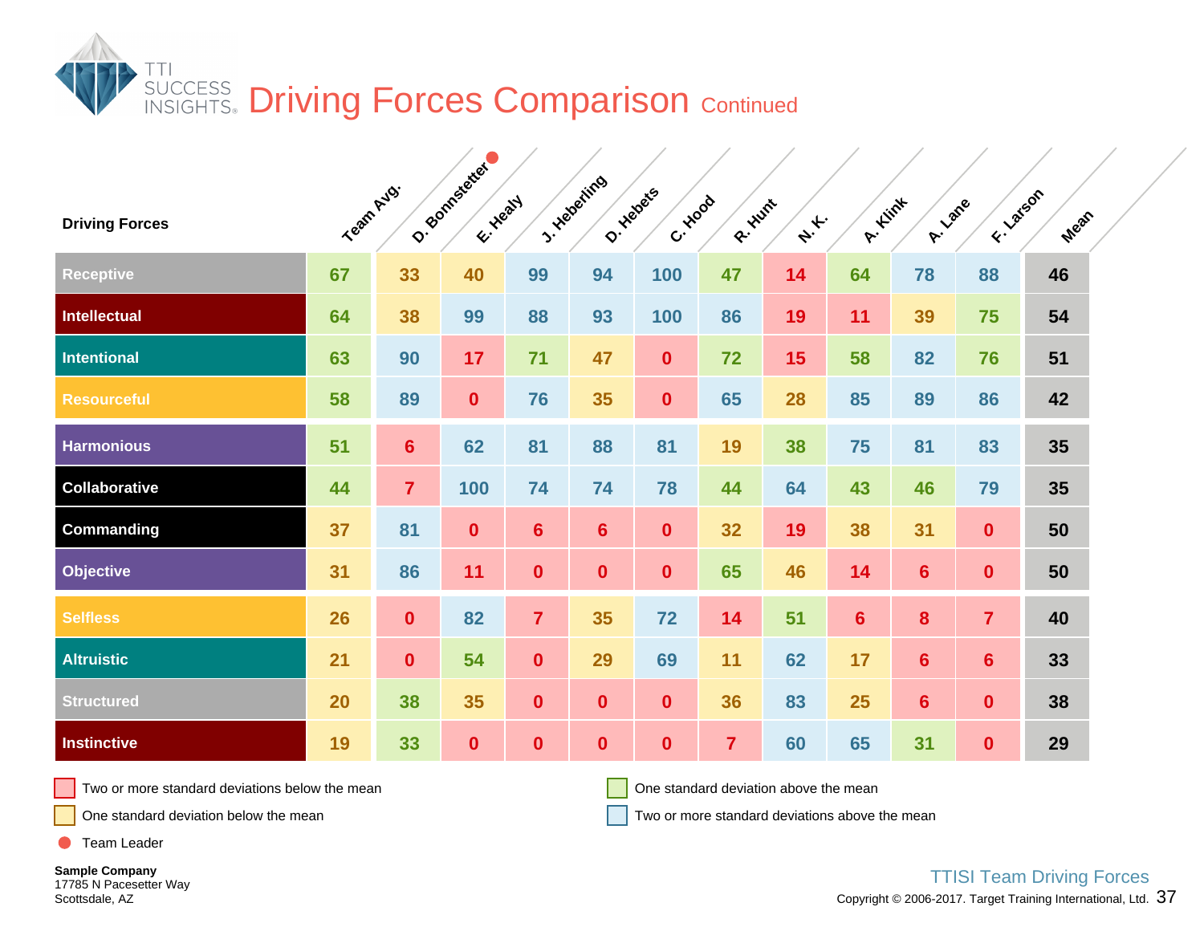# Driving Forces Comparison Continued

| Driving Forces | Team Avg. | D. Bonnstetter ● | E. Healy | J. Heberling | D. Hebets | C. Hood | R. Hunt | N. K. | A. Klink | A. Lane | F. Larson | Mean |
|---|---|---|---|---|---|---|---|---|---|---|---|---|
| Receptive | 67 | 33 | 40 | 99 | 94 | 100 | 47 | 14 | 64 | 78 | 88 | 46 |
| Intellectual | 64 | 38 | 99 | 88 | 93 | 100 | 86 | 19 | 11 | 39 | 75 | 54 |
| Intentional | 63 | 90 | 17 | 71 | 47 | 0 | 72 | 15 | 58 | 82 | 76 | 51 |
| Resourceful | 58 | 89 | 0 | 76 | 35 | 0 | 65 | 28 | 85 | 89 | 86 | 42 |
| Harmonious | 51 | 6 | 62 | 81 | 88 | 81 | 19 | 38 | 75 | 81 | 83 | 35 |
| Collaborative | 44 | 7 | 100 | 74 | 74 | 78 | 44 | 64 | 43 | 46 | 79 | 35 |
| Commanding | 37 | 81 | 0 | 6 | 6 | 0 | 32 | 19 | 38 | 31 | 0 | 50 |
| Objective | 31 | 86 | 11 | 0 | 0 | 0 | 65 | 46 | 14 | 6 | 0 | 50 |
| Selfless | 26 | 0 | 82 | 7 | 35 | 72 | 14 | 51 | 6 | 8 | 7 | 40 |
| Altruistic | 21 | 0 | 54 | 0 | 29 | 69 | 11 | 62 | 17 | 6 | 6 | 33 |
| Structured | 20 | 38 | 35 | 0 | 0 | 0 | 36 | 83 | 25 | 6 | 0 | 38 |
| Instinctive | 19 | 33 | 0 | 0 | 0 | 0 | 7 | 60 | 65 | 31 | 0 | 29 |

- Two or more standard deviations below the mean
- One standard deviation below the mean
- ● Team Leader
- One standard deviation above the mean
- Two or more standard deviations above the mean

**Sample Company**
17785 N Pacesetter Way
Scottsdale, AZ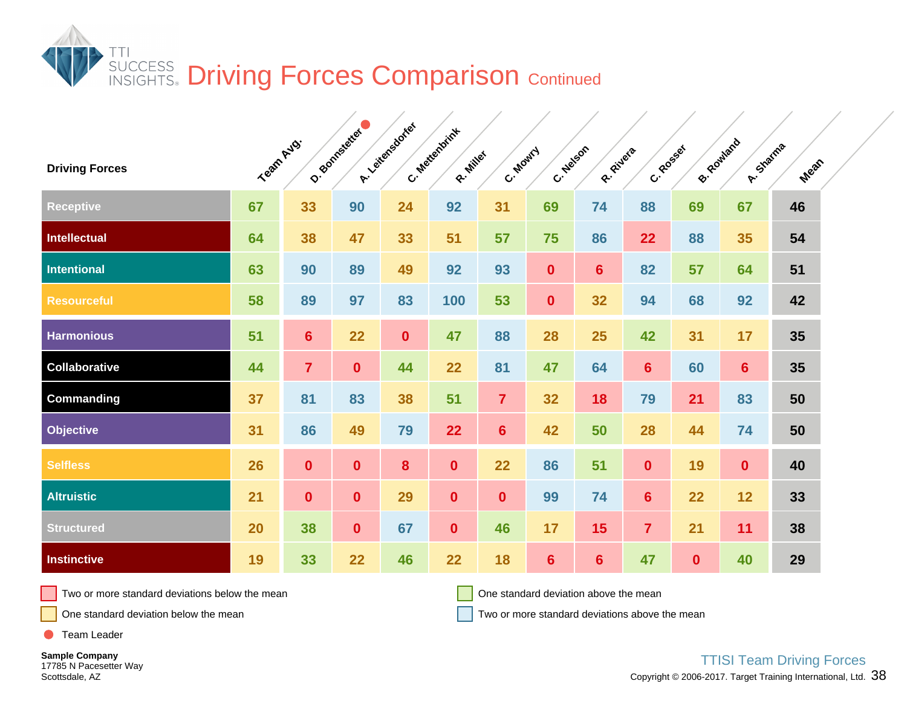# Driving Forces Comparison Continued

| Driving Forces | Team Avg. | D. Bonnstetter● | A. Leitensdorfer | C. Mettenbrink | R. Miller | C. Mowry | C. Nelson | R. Rivera | C. Rosser | B. Rowland | A. Sharma | Mean |
|---|---|---|---|---|---|---|---|---|---|---|---|---|
| Receptive | 67 | 33 | 90 | 24 | 92 | 31 | 69 | 74 | 88 | 69 | 67 | 46 |
| Intellectual | 64 | 38 | 47 | 33 | 51 | 57 | 75 | 86 | 22 | 88 | 35 | 54 |
| Intentional | 63 | 90 | 89 | 49 | 92 | 93 | 0 | 6 | 82 | 57 | 64 | 51 |
| Resourceful | 58 | 89 | 97 | 83 | 100 | 53 | 0 | 32 | 94 | 68 | 92 | 42 |
| Harmonious | 51 | 6 | 22 | 0 | 47 | 88 | 28 | 25 | 42 | 31 | 17 | 35 |
| Collaborative | 44 | 7 | 0 | 44 | 22 | 81 | 47 | 64 | 6 | 60 | 6 | 35 |
| Commanding | 37 | 81 | 83 | 38 | 51 | 7 | 32 | 18 | 79 | 21 | 83 | 50 |
| Objective | 31 | 86 | 49 | 79 | 22 | 6 | 42 | 50 | 28 | 44 | 74 | 50 |
| Selfless | 26 | 0 | 0 | 8 | 0 | 22 | 86 | 51 | 0 | 19 | 0 | 40 |
| Altruistic | 21 | 0 | 0 | 29 | 0 | 0 | 99 | 74 | 6 | 22 | 12 | 33 |
| Structured | 20 | 38 | 0 | 67 | 0 | 46 | 17 | 15 | 7 | 21 | 11 | 38 |
| Instinctive | 19 | 33 | 22 | 46 | 22 | 18 | 6 | 6 | 47 | 0 | 40 | 29 |

- Two or more standard deviations below the mean
- One standard deviation below the mean
- ● Team Leader
- One standard deviation above the mean
- Two or more standard deviations above the mean

**Sample Company**
17785 N Pacesetter Way
Scottsdale, AZ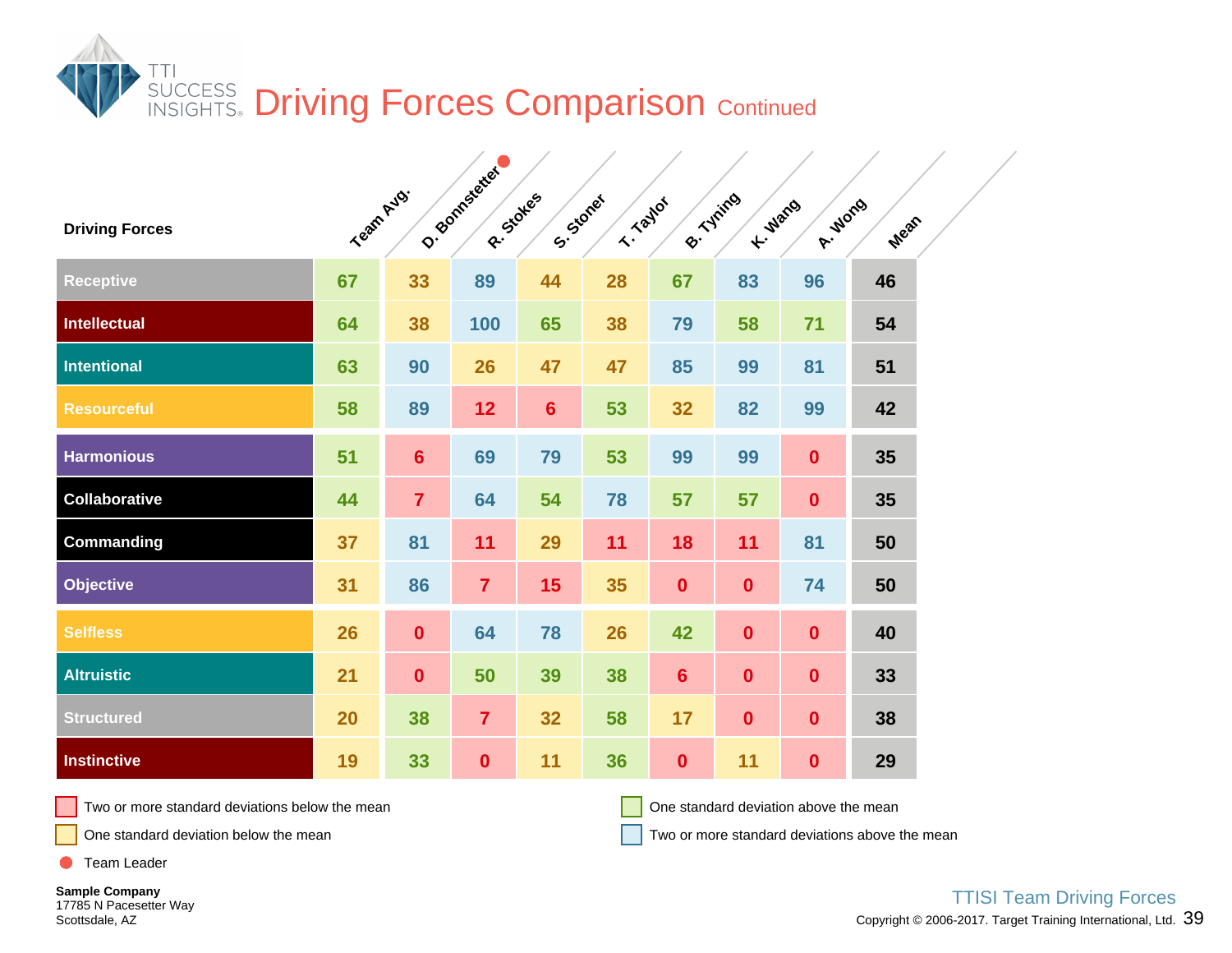# Driving Forces Comparison Continued

| Driving Forces | Team Avg. | D. Bonnstetter ● | R. Stokes | S. Stoner | T. Taylor | B. Tyning | K. Wang | A. Wong | Mean |
|---|---|---|---|---|---|---|---|---|---|
| Receptive | 67 | 33 | 89 | 44 | 28 | 67 | 83 | 96 | 46 |
| Intellectual | 64 | 38 | 100 | 65 | 38 | 79 | 58 | 71 | 54 |
| Intentional | 63 | 90 | 26 | 47 | 47 | 85 | 99 | 81 | 51 |
| Resourceful | 58 | 89 | 12 | 6 | 53 | 32 | 82 | 99 | 42 |
| Harmonious | 51 | 6 | 69 | 79 | 53 | 99 | 99 | 0 | 35 |
| Collaborative | 44 | 7 | 64 | 54 | 78 | 57 | 57 | 0 | 35 |
| Commanding | 37 | 81 | 11 | 29 | 11 | 18 | 11 | 81 | 50 |
| Objective | 31 | 86 | 7 | 15 | 35 | 0 | 0 | 74 | 50 |
| Selfless | 26 | 0 | 64 | 78 | 26 | 42 | 0 | 0 | 40 |
| Altruistic | 21 | 0 | 50 | 39 | 38 | 6 | 0 | 0 | 33 |
| Structured | 20 | 38 | 7 | 32 | 58 | 17 | 0 | 0 | 38 |
| Instinctive | 19 | 33 | 0 | 11 | 36 | 0 | 11 | 0 | 29 |

Two or more standard deviations below the mean

One standard deviation below the mean

● Team Leader

One standard deviation above the mean

Two or more standard deviations above the mean

**Sample Company**
17785 N Pacesetter Way
Scottsdale, AZ